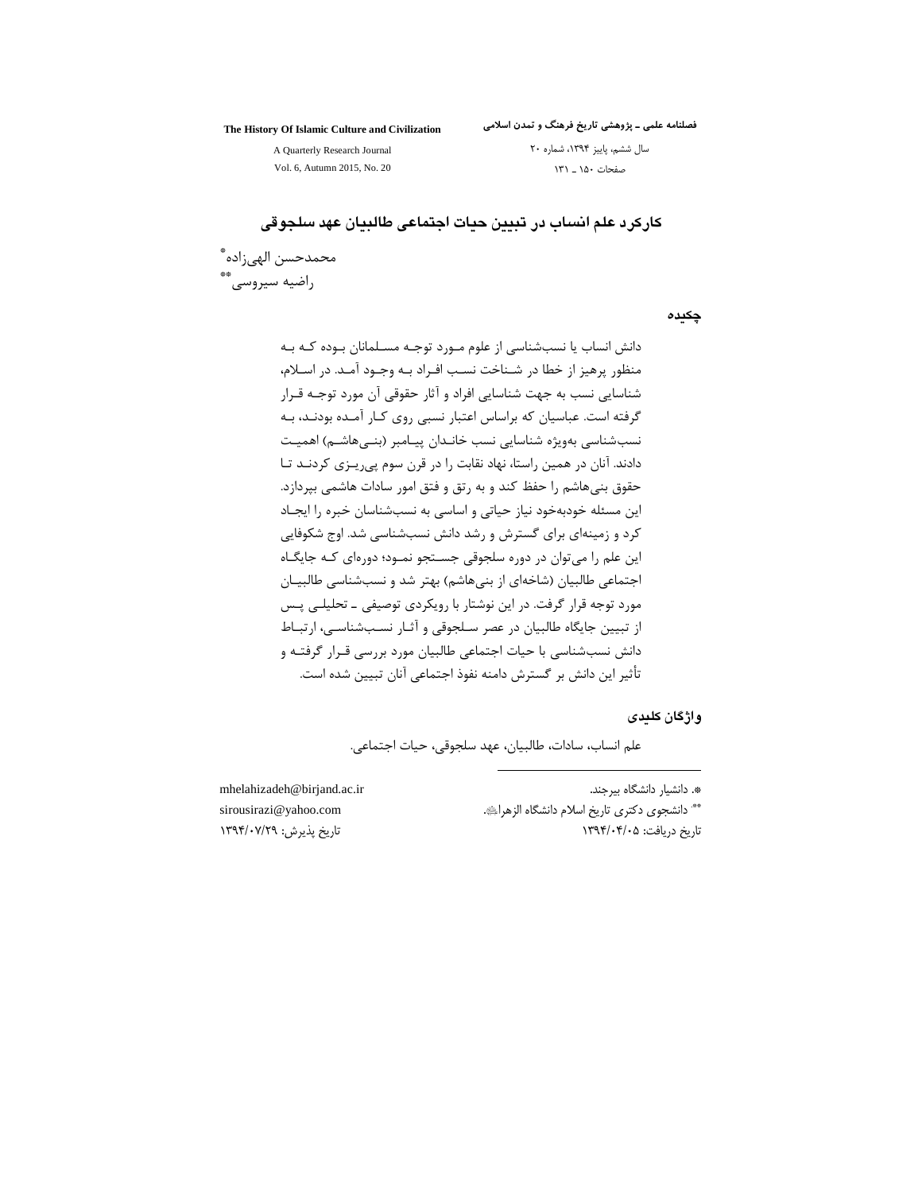# کارکرد علم انساب در تبیین حیات اجتماعی طالبیان عهد سلجوقی

محمدحسن الهی‌زاده*

راضیه سیروسی**

## چکیده

دانش انساب یا نسب‌شناسی از علوم مورد توجه مسلمانان بوده که به منظور پرهیز از خطا در شناخت نسب افراد به وجود آمد. در اسلام، شناسایی نسب به جهت شناسایی افراد و آثار حقوقی آن مورد توجه قرار گرفته است. عباسیان که براساس اعتبار نسبی روی کار آمده بودند، به نسب‌شناسی به‌ویژه شناسایی نسب خاندان پیامبر (بنی‌هاشم) اهمیت دادند. آنان در همین راستا، نهاد نقابت را در قرن سوم پی‌ریزی کردند تا حقوق بنی‌هاشم را حفظ کند و به رتق و فتق امور سادات هاشمی بپردازد. این مسئله خودبه‌خود نیاز حیاتی و اساسی به نسب‌شناسان خبره را ایجاد کرد و زمینه‌ای برای گسترش و رشد دانش نسب‌شناسی شد. اوج شکوفایی این علم را می‌توان در دوره سلجوقی جستجو نمود؛ دوره‌ای که جایگاه اجتماعی طالبیان (شاخه‌ای از بنی‌هاشم) بهتر شد و نسب‌شناسی طالبیان مورد توجه قرار گرفت. در این نوشتار با رویکردی توصیفی ـ تحلیلی پس از تبیین جایگاه طالبیان در عصر سلجوقی و آثار نسب‌شناسی، ارتباط دانش نسب‌شناسی با حیات اجتماعی طالبیان مورد بررسی قرار گرفته و تأثیر این دانش بر گسترش دامنه نفوذ اجتماعی آنان تبیین شده است.

## واژگان کلیدی

علم انساب، سادات، طالبیان، عهد سلجوقی، حیات اجتماعی.

---

*. دانشیار دانشگاه بیرجند. mhelahizadeh@birjand.ac.ir

**. دانشجوی دکتری تاریخ اسلام دانشگاه الزهراﷺ. sirousirazi@yahoo.com

تاریخ دریافت: ۱۳۹۴/۰۴/۰۵ تاریخ پذیرش: ۱۳۹۴/۰۷/۲۹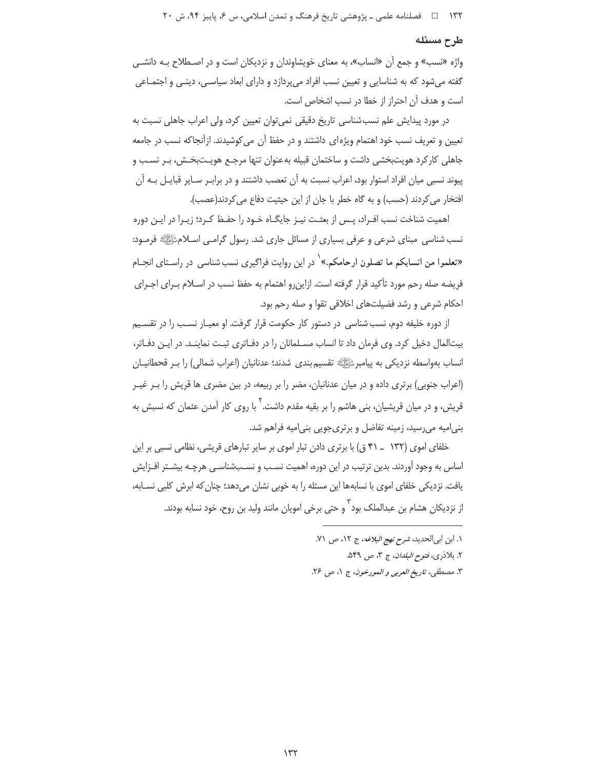## طرح مسئله

واژه «نسب» و جمع آن «انساب»، به معنای خویشاوندان و نزدیکان است و در اصطلاح به دانشی گفته می‌شود که به شناسایی و تعیین نسب افراد می‌پردازد و دارای ابعاد سیاسی، دینی و اجتماعی است و هدف آن احتراز از خطا در نسب اشخاص است.

در مورد پیدایش علم نسب‌شناسی تاریخ دقیقی نمی‌توان تعیین کرد، ولی اعراب جاهلی نسبت به تعیین و تعریف نسب خود اهتمام ویژه‌ای داشتند و در حفظ آن می‌کوشیدند. ازآنجاکه نسب در جامعه جاهلی کارکرد هویت‌بخشی داشت و ساختمان قبیله به‌عنوان تنها مرجع هویت‌بخش، بر نسب و پیوند نسبی میان افراد استوار بود، اعراب نسبت به آن تعصب داشتند و در برابر سایر قبایل به آن افتخار می‌کردند (حسب) و به گاه خطر با جان از این حیثیت دفاع می‌کردند(عصب).

اهمیت شناخت نسب افراد، پس از بعثت نیز جایگاه خود را حفظ کرد؛ زیرا در این دوره نسب شناسی مبنای شرعی و عرفی بسیاری از مسائل جاری شد. رسول گرامی اسلامﷺ فرمود: **«تعلموا من انسابکم ما تصلون ارحامکم.»**[1] در این روایت فراگیری نسب شناسی در راستای انجام فریضه صله رحم مورد تأکید قرار گرفته است. ازاین‌رو اهتمام به حفظ نسب در اسلام برای اجرای احکام شرعی و رشد فضیلت‌های اخلاقی تقوا و صله رحم بود.

از دوره خلیفه دوم، نسب شناسی در دستور کار حکومت قرار گرفت. او معیار نسب را در تقسیم بیت‌المال دخیل کرد. وی فرمان داد تا انساب مسلمانان را در دفاتری ثبت نمایند. در این دفاتر، انساب به‌واسطه نزدیکی به پیامبرﷺ تقسیم‌بندی شدند؛ عدنانیان (اعراب شمالی) را بر قحطانیان (اعراب جنوبی) برتری داده و در میان عدنانیان، مضر را بر ربیعه، در بین مضری ها قریش را بر غیر قریش، و در میان قریشیان، بنی هاشم را بر بقیه مقدم داشت.[2] با روی کار آمدن عثمان که نسبش به بنی‌امیه می‌رسید، زمینه تفاضل و برتری‌جویی بنی‌امیه فراهم شد.

خلفای اموی (۱۳۲ ـ ۴۱ ق) با برتری دادن تبار اموی بر سایر تبارهای قریشی، نظامی نسبی بر این اساس به وجود آوردند. بدین ترتیب در این دوره، اهمیت نسب و نسب‌شناسی هرچه بیشتر افزایش یافت. نزدیکی خلفای اموی با نسابه‌ها این مسئله را به خوبی نشان می‌دهد؛ چنان‌که ابرش کلبی نسابه، از نزدیکان هشام بن عبدالملک بود[3] و حتی برخی امویان مانند ولید بن روح، خود نسابه بودند.

---

۱. ابن ابی‌الحدید، *شرح نهج البلاغه*، ج ۱۲، ص ۷۱.

۲. بلاذری، *فتوح البلدان*، ج ۳، ص ۵۴۹.

۳. مصطفی، *تاریخ العربی و المورخون*، ج ۱، ص ۲۶.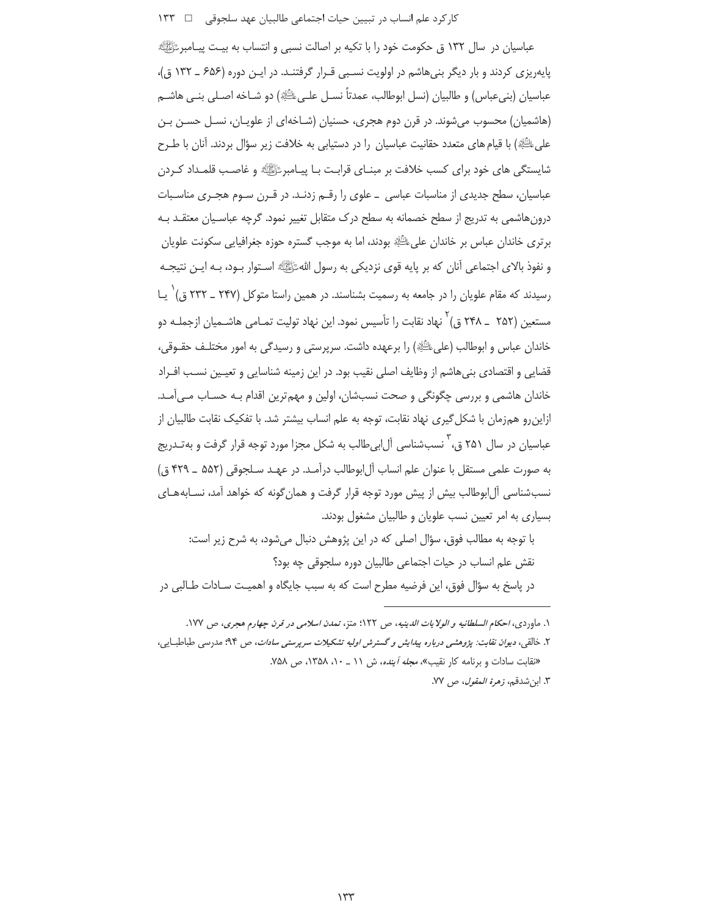عباسیان در سال ۱۳۲ ق حکومت خود را با تکیه بر اصالت نسبی و انتساب به بیت پیامبرﷺ پایه‌ریزی کردند و بار دیگر بنی‌هاشم در اولویت نسبی قرار گرفتند. در این دوره (۶۵۶ ـ ۱۳۲ ق)، عباسیان (بنی‌عباس) و طالبیان (نسل ابوطالب، عمدتاً نسل علی‌ؑ) دو شاخه اصلی بنی هاشم (هاشمیان) محسوب می‌شوند. در قرن دوم هجری، حسنیان (شاخه‌ای از علویان، نسل حسن بن علی‌ؑ) با قیام‌های متعدد حقانیت عباسیان را در دستیابی به خلافت زیر سؤال بردند. آنان با طرح شایستگی های خود برای کسب خلافت بر مبنای قرابت با پیامبرﷺ و غاصب قلمداد کردن عباسیان، سطح جدیدی از مناسبات عباسی ـ علوی را رقم زدند. در قرن سوم هجری مناسبات درون‌هاشمی به تدریج از سطح خصمانه به سطح درک متقابل تغییر نمود. گرچه عباسیان معتقد به برتری خاندان عباس بر خاندان علی‌ؑ بودند، اما به موجب گستره حوزه جغرافیایی سکونت علویان و نفوذ بالای اجتماعی آنان که بر پایه قوی نزدیکی به رسول اللهﷺ استوار بود، به این نتیجه رسیدند که مقام علویان را در جامعه به رسمیت بشناسند. در همین راستا متوکل (۲۴۷ ـ ۲۳۲ ق)[1] یا مستعین (۲۵۲ ـ ۲۴۸ ق)[2] نهاد نقابت را تأسیس نمود. این نهاد تولیت تمامی هاشمیان ازجمله دو خاندان عباس و ابوطالب (علی‌ؑ) را برعهده داشت. سرپرستی و رسیدگی به امور مختلف حقوقی، قضایی و اقتصادی بنی‌هاشم از وظایف اصلی نقیب بود. در این زمینه شناسایی و تعیین نسب افراد خاندان هاشمی و بررسی چگونگی و صحت نسب‌شان، اولین و مهم‌ترین اقدام به حساب می‌آمد. ازاین‌رو هم‌زمان با شکل‌گیری نهاد نقابت، توجه به علم انساب بیشتر شد. با تفکیک نقابت طالبیان از عباسیان در سال ۲۵۱ ق،[3] نسب‌شناسی آل‌ابی‌طالب به شکل مجزا مورد توجه قرار گرفت و به‌تدریج به صورت علمی مستقل با عنوان علم انساب آل‌ابوطالب درآمد. در عهد سلجوقی (۵۵۲ ـ ۴۲۹ ق) نسب‌شناسی آل‌ابوطالب بیش از پیش مورد توجه قرار گرفت و همان‌گونه که خواهد آمد، نسابه‌های بسیاری به امر تعیین نسب علویان و طالبیان مشغول بودند.

با توجه به مطالب فوق، سؤال اصلی که در این پژوهش دنبال می‌شود، به شرح زیر است:

نقش علم انساب در حیات اجتماعی طالبیان دوره سلجوقی چه بود؟

در پاسخ به سؤال فوق، این فرضیه مطرح است که به سبب جایگاه و اهمیت سادات طالبی در

---

۱. ماوردی، *احکام السلطانیه و الولایات الدینیه*، ص ۱۲۲؛ متز، *تمدن اسلامی در قرن چهارم هجری*، ص ۱۷۷.

۲. خالقی، *دیوان نقابت: پژوهشی درباره پیدایش و گسترش اولیه تشکیلات سرپرستی سادات*، ص ۹۴؛ مدرسی طباطبایی، «نقابت سادات و برنامه کار نقیب»، *مجله آینده*، ش ۱۱ ـ ۱۰، ۱۳۵۸، ص ۷۵۸.

۳. ابن‌شدقم، *زهرة المقول*، ص ۷۷.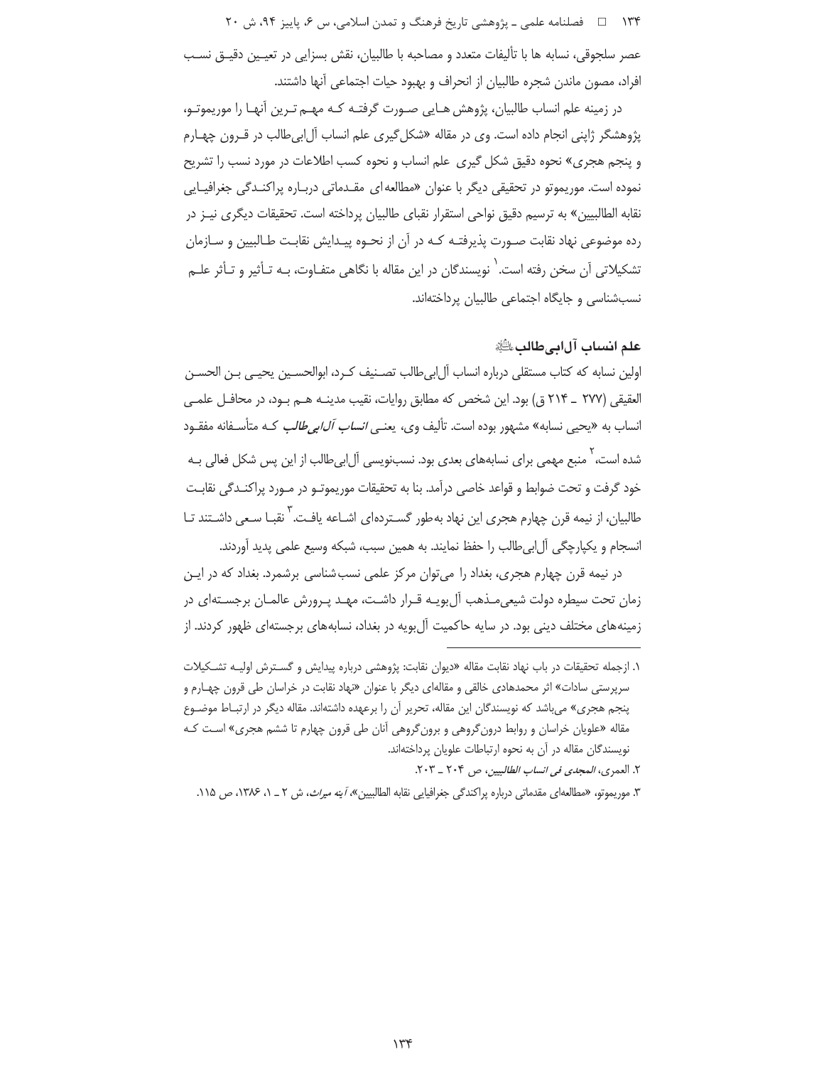عصر سلجوقی، نسابه ها با تألیفات متعدد و مصاحبه با طالبیان، نقش بسزایی در تعیین دقیق نسب افراد، مصون ماندن شجره طالبیان از انحراف و بهبود حیات اجتماعی آنها داشتند.

در زمینه علم انساب طالبیان، پژوهش هایی صورت گرفته که مهم ترین آنها را موریموتو، پژوهشگر ژاپنی انجام داده است. وی در مقاله «شکل‌گیری علم انساب آل‌ابی‌طالب در قرون چهارم و پنجم هجری» نحوه دقیق شکل گیری علم انساب و نحوه کسب اطلاعات در مورد نسب را تشریح نموده است. موریموتو در تحقیقی دیگر با عنوان «مطالعه‌ای مقدماتی درباره پراکندگی جغرافیایی نقابه الطالبیین» به ترسیم دقیق نواحی استقرار نقبای طالبیان پرداخته است. تحقیقات دیگری نیز در رده موضوعی نهاد نقابت صورت پذیرفته که در آن از نحوه پیدایش نقابت طالبیین و سازمان تشکیلاتی آن سخن رفته است.[1] نویسندگان در این مقاله با نگاهی متفاوت، به تأثیر و تأثر علم نسب‌شناسی و جایگاه اجتماعی طالبیان پرداخته‌اند.

## علم انساب آل‌ابی‌طالب علیه‌السلام

اولین نسابه که کتاب مستقلی درباره انساب آل‌ابی‌طالب تصنیف کرد، ابوالحسین یحیی بن الحسن العقیقی (۲۷۷ ـ ۲۱۴ ق) بود. این شخص که مطابق روایات، نقیب مدینه هم بود، در محافل علمی انساب به «یحیی نسابه» مشهور بوده است. تألیف وی، یعنی *انساب آل‌ابی‌طالب* که متأسفانه مفقود شده است،[2] منبع مهمی برای نسابه‌های بعدی بود. نسب‌نویسی آل‌ابی‌طالب از این پس شکل فعالی به خود گرفت و تحت ضوابط و قواعد خاصی درآمد. بنا به تحقیقات موریموتو در مورد پراکندگی نقابت طالبیان، از نیمه قرن چهارم هجری این نهاد به‌طور گسترده‌ای اشاعه یافت.[3] نقبا سعی داشتند تا انسجام و یکپارچگی آل‌ابی‌طالب را حفظ نمایند. به همین سبب، شبکه وسیع علمی پدید آوردند.

در نیمه قرن چهارم هجری، بغداد را می‌توان مرکز علمی نسب‌شناسی برشمرد. بغداد که در این زمان تحت سیطره دولت شیعی‌مذهب آل‌بویه قرار داشت، مهد پرورش عالمان برجسته‌ای در زمینه‌های مختلف دینی بود. در سایه حاکمیت آل‌بویه در بغداد، نسابه‌های برجسته‌ای ظهور کردند. از

---

۱. ازجمله تحقیقات در باب نهاد نقابت مقاله «دیوان نقابت: پژوهشی درباره پیدایش و گسترش اولیه تشکیلات سرپرستی سادات» اثر محمدهادی خالقی و مقاله‌ای دیگر با عنوان «نهاد نقابت در خراسان طی قرون چهارم و پنجم هجری» می‌باشد که نویسندگان این مقاله، تحریر آن را برعهده داشته‌اند. مقاله دیگر در ارتباط موضوع مقاله «علویان خراسان و روابط درون‌گروهی و برون‌گروهی آنان طی قرون چهارم تا ششم هجری» است که نویسندگان مقاله در آن به نحوه ارتباطات علویان پرداخته‌اند.

۲. العمری، *المجدی فی انساب الطالبیین*، ص ۲۰۴ ـ ۲۰۳.

۳. موریموتو، «مطالعه‌ای مقدماتی درباره پراکندگی جغرافیایی نقابه الطالبیین»، *آینه میراث*، ش ۲ ـ ۱، ۱۳۸۶، ص ۱۱۵.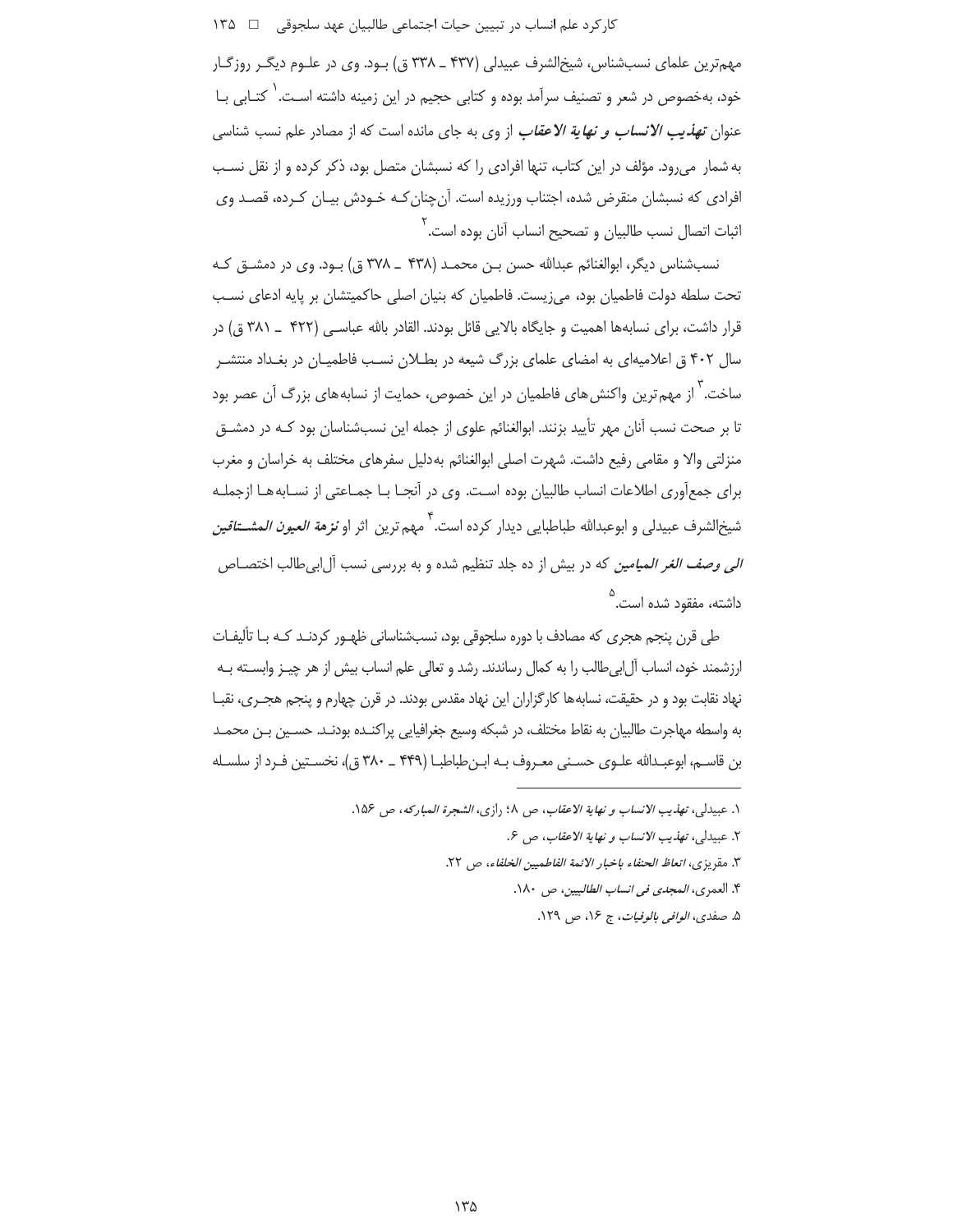مهم‌ترین علمای نسب‌شناس، شیخ‌الشرف عبیدلی (۴۳۷ ـ ۳۳۸ ق) بود. وی در علوم دیگر روزگار خود، به‌خصوص در شعر و تصنیف سرآمد بوده و کتابی حجیم در این زمینه داشته است.[۱] کتابی با عنوان ***تهذیب الانساب و نهایة الاعقاب*** از وی به جای مانده است که از مصادر علم نسب شناسی به شمار می‌رود. مؤلف در این کتاب، تنها افرادی را که نسبشان متصل بود، ذکر کرده و از نقل نسب افرادی که نسبشان منقرض شده، اجتناب ورزیده است. آن‌چنان‌که خودش بیان کرده، قصد وی اثبات اتصال نسب طالبیان و تصحیح انساب آنان بوده است.[۲]

نسب‌شناس دیگر، ابوالغنائم عبدالله حسن بن محمد (۴۳۸ ـ ۳۷۸ ق) بود. وی در دمشق که تحت سلطه دولت فاطمیان بود، می‌زیست. فاطمیان که بنیان اصلی حاکمیتشان بر پایه ادعای نسب قرار داشت، برای نسابه‌ها اهمیت و جایگاه بالایی قائل بودند. القادر بالله عباسی (۴۲۲ ـ ۳۸۱ ق) در سال ۴۰۲ ق اعلامیه‌ای به امضای علمای بزرگ شیعه در بطلان نسب فاطمیان در بغداد منتشر ساخت.[۳] از مهم‌ترین واکنش‌های فاطمیان در این خصوص، حمایت از نسابه‌های بزرگ آن عصر بود تا بر صحت نسب آنان مهر تأیید بزنند. ابوالغنائم علوی از جمله این نسب‌شناسان بود که در دمشق منزلتی والا و مقامی رفیع داشت. شهرت اصلی ابوالغنائم به‌دلیل سفرهای مختلف به خراسان و مغرب برای جمع‌آوری اطلاعات انساب طالبیان بوده است. وی در آنجا با جماعتی از نسابه‌ها ازجمله شیخ‌الشرف عبیدلی و ابوعبدالله طباطبایی دیدار کرده است.[۴] مهم ترین اثر او ***نزهة العیون المشتاقین الی وصف الغر المیامین*** که در بیش از ده جلد تنظیم شده و به بررسی نسب آل‌ابی‌طالب اختصاص داشته، مفقود شده است.[۵]

طی قرن پنجم هجری که مصادف با دوره سلجوقی بود، نسب‌شناسانی ظهور کردند که با تألیفات ارزشمند خود، انساب آل‌ابی‌طالب را به کمال رساندند. رشد و تعالی علم انساب بیش از هر چیز وابسته به نهاد نقابت بود و در حقیقت، نسابه‌ها کارگزاران این نهاد مقدس بودند. در قرن چهارم و پنجم هجری، نقبا به واسطه مهاجرت طالبیان به نقاط مختلف، در شبکه وسیع جغرافیایی پراکنده بودند. حسین بن محمد بن قاسم، ابوعبدالله علوی حسنی معروف به ابن‌طباطبا (۴۴۹ ـ ۳۸۰ ق)، نخستین فرد از سلسله

---

۱. عبیدلی، *تهذیب الانساب و نهایة الاعقاب*، ص ۸؛ رازی، *الشجرة المبارکه*، ص ۱۵۶.

۲. عبیدلی، *تهذیب الانساب و نهایة الاعقاب*، ص ۶.

۳. مقریزی، *اتعاظ الحنفاء باخبار الائمة الفاطمیین الخلفاء*، ص ۲۲.

۴. العمری، *المجدی فی انساب الطالبیین*، ص ۱۸۰.

۵. صفدی، *الوافی بالوفیات*، ج ۱۶، ص ۱۲۹.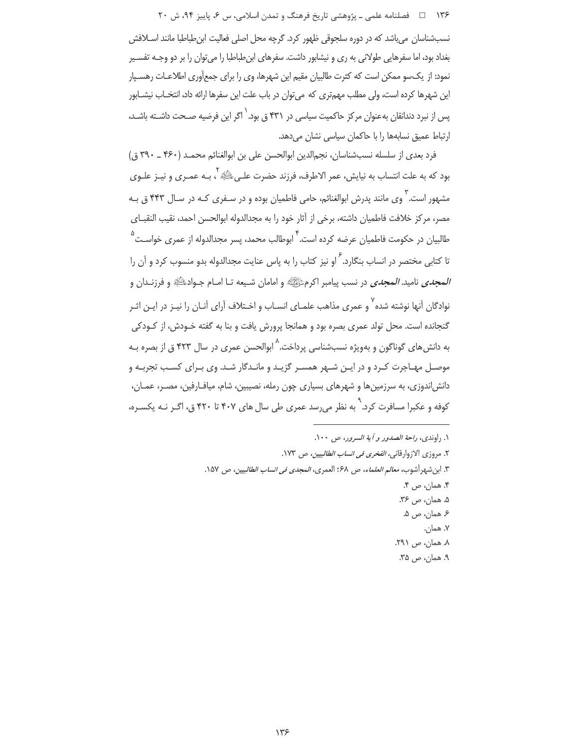نسب‌شناسان می‌باشد که در دوره سلجوقی ظهور کرد. گرچه محل اصلی فعالیت ابن‌طباطبا مانند اسلافش بغداد بود، اما سفرهایی طولانی به ری و نیشابور داشت. سفرهای ابن‌طباطبا را می‌توان را بر دو وجه تفسیر نمود: از یک‌سو ممکن است که کثرت طالبیان مقیم این شهرها، وی را برای جمع‌آوری اطلاعات رهسپار این شهرها کرده است، ولی مطلب مهم‌تری که می‌توان در باب علت این سفرها ارائه داد، انتخاب نیشابور پس از نبرد دندانقان به‌عنوان مرکز حاکمیت سیاسی در ۴۳۱ ق بود.[۱] اگر این فرضیه صحت داشته باشد، ارتباط عمیق نسابه‌ها را با حاکمان سیاسی نشان می‌دهد.

فرد بعدی از سلسله نسب‌شناسان، نجم‌الدین ابوالحسن علی بن ابوالغنائم محمد (۴۶۰ ـ ۳۹۰ ق) بود که به علت انتساب به نیایش، عمر الاطرف، فرزند حضرت علی‌علیه‌السلام[۲]، به عمری و نیز علوی مشهور است.[۳] وی مانند پدرش ابوالغنائم، حامی فاطمیان بوده و در سفری که در سال ۴۴۳ ق به مصر، مرکز خلافت فاطمیان داشته، برخی از آثار خود را به مجدالدوله ابوالحسن احمد، نقیب النقبای طالبیان در حکومت فاطمیان عرضه کرده است.[۴] ابوطالب محمد، پسر مجدالدوله از عمری خواست[۵] تا کتابی مختصر در انساب بنگارد.[۶] او نیز کتاب را به پاس عنایت مجدالدوله بدو منسوب کرد و آن را *المجدی* نامید. *المجدی* در نسب پیامبر اکرم‌صلی‌الله‌علیه‌وآله و امامان شیعه تا امام جواد‌علیه‌السلام و فرزندان و نوادگان آنها نوشته شده[۷] و عمری مذاهب علمای انساب و اختلاف آرای آنان را نیز در این اثر گنجانده است. محل تولد عمری بصره بود و همانجا پرورش یافت و بنا به گفته خودش، از کودکی به دانش‌های گوناگون و به‌ویژه نسب‌شناسی پرداخت.[۸] ابوالحسن عمری در سال ۴۲۳ ق از بصره به موصل مهاجرت کرد و در این شهر همسر گزید و ماندگار شد. وی برای کسب تجربه و دانش‌اندوزی، به سرزمین‌ها و شهرهای بسیاری چون رمله، نصیبین، شام، میافارقین، مصر، عمان، کوفه و عکبرا مسافرت کرد.[۹] به نظر می‌رسد عمری طی سال های ۴۰۷ تا ۴۲۰ ق، اگر نه یکسره،

---

۱. راوندی، *راحة الصدور و آیة السرور*، ص ۱۰۰.

۲. مروزی الازوارقانی، *الفخری فی انساب الطالبیین*، ص ۱۷۳.

۳. ابن‌شهرآشوب، *معالم العلماء*، ص ۶۸؛ العمری، *المجدی فی انساب الطالبیین*، ص ۱۵۷.

۴. همان، ص ۴.

۵. همان، ص ۳۶.

۶. همان، ص ۵.

۷. همان.

۸. همان، ص ۲۹۱.

۹. همان، ص ۳۵.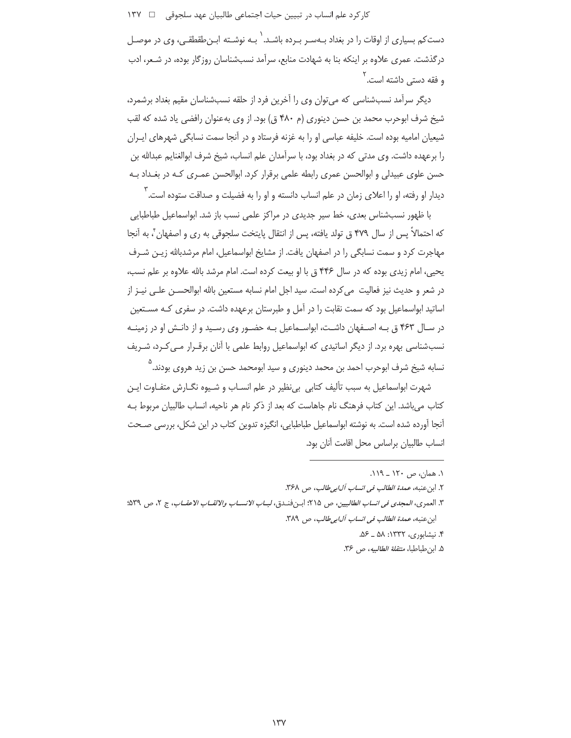دست‌کم بسیاری از اوقات را در بغداد به‌سر برده باشد.[1] به نوشته ابن‌طقطقی، وی در موصل درگذشت. عمری علاوه بر اینکه بنا به شهادت منابع، سرآمد نسب‌شناسان روزگار بوده، در شعر، ادب و فقه دستی داشته است.[2]

دیگر سرآمد نسب‌شناسی که می‌توان وی را آخرین فرد از حلقه نسب‌شناسان مقیم بغداد برشمرد، شیخ شرف ابوحرب محمد بن حسن دینوری (م ۴۸۰ ق) بود. از وی به‌عنوان رافضی یاد شده که لقب شیعیان امامیه بوده است. خلیفه عباسی او را به غزنه فرستاد و در آنجا سمت نسابگی شهرهای ایران را برعهده داشت. وی مدتی که در بغداد بود، با سرآمدان علم انساب، شیخ شرف ابوالغنایم عبدالله بن حسن علوی عبیدلی و ابوالحسن عمری رابطه علمی برقرار کرد. ابوالحسن عمری که در بغداد به دیدار او رفته، او را اعلای زمان در علم انساب دانسته و او را به فضیلت و صداقت ستوده است.[3]

با ظهور نسب‌شناس بعدی، خط سیر جدیدی در مراکز علمی نسب باز شد. ابواسماعیل طباطبایی که احتمالاً پس از سال ۴۷۹ ق تولد یافته، پس از انتقال پایتخت سلجوقی به ری و اصفهان[4]، به آنجا مهاجرت کرد و سمت نسابگی را در اصفهان یافت. از مشایخ ابواسماعیل، امام مرشدبالله زین شرف یحیی، امام زیدی بوده که در سال ۴۴۶ ق با او بیعت کرده است. امام مرشد بالله علاوه بر علم نسب، در شعر و حدیث نیز فعالیت می‌کرده است. سید اجل امام نسابه مستعین بالله ابوالحسن علی نیز از اساتید ابواسماعیل بود که سمت نقابت را در آمل و طبرستان برعهده داشت. در سفری که مستعین در سال ۴۶۳ ق به اصفهان داشت، ابواسماعیل به حضور وی رسید و از دانش او در زمینه نسب‌شناسی بهره برد. از دیگر اساتیدی که ابواسماعیل روابط علمی با آنان برقرار می‌کرد، شریف نسابه شیخ شرف ابوحرب احمد بن محمد دینوری و سید ابومحمد حسن بن زید هروی بودند.[5]

شهرت ابواسماعیل به سبب تألیف کتابی بی‌نظیر در علم انساب و شیوه نگارش متفاوت این کتاب می‌باشد. این کتاب فرهنگ نام جاهاست که بعد از ذکر نام هر ناحیه، انساب طالبیان مربوط به آنجا آورده شده است. به نوشته ابواسماعیل طباطبایی، انگیزه تدوین کتاب در این شکل، بررسی صحت انساب طالبیان براساس محل اقامت آنان بود.

---

۱. همان، ص ۱۲۰ ـ ۱۱۹.

۲. ابن‌عنبه، *عمدة الطالب فی انساب آل‌ابی‌طالب*، ص ۳۶۸.

۳. العمری، *المجدی فی انساب الطالبیین*، ص ۲۱۵؛ ابن‌فندق، *لباب الانساب والالقاب الاعقاب*، ج ۲، ص ۵۳۹؛ ابن‌عنبه، *عمدة الطالب فی انساب آل‌ابی‌طالب*، ص ۳۸۹.

۴. نیشابوری، ۱۳۳۲: ۵۸ ـ ۵۶.

۵. ابن‌طباطبا، *منتقلة الطالبیه*، ص ۳۶.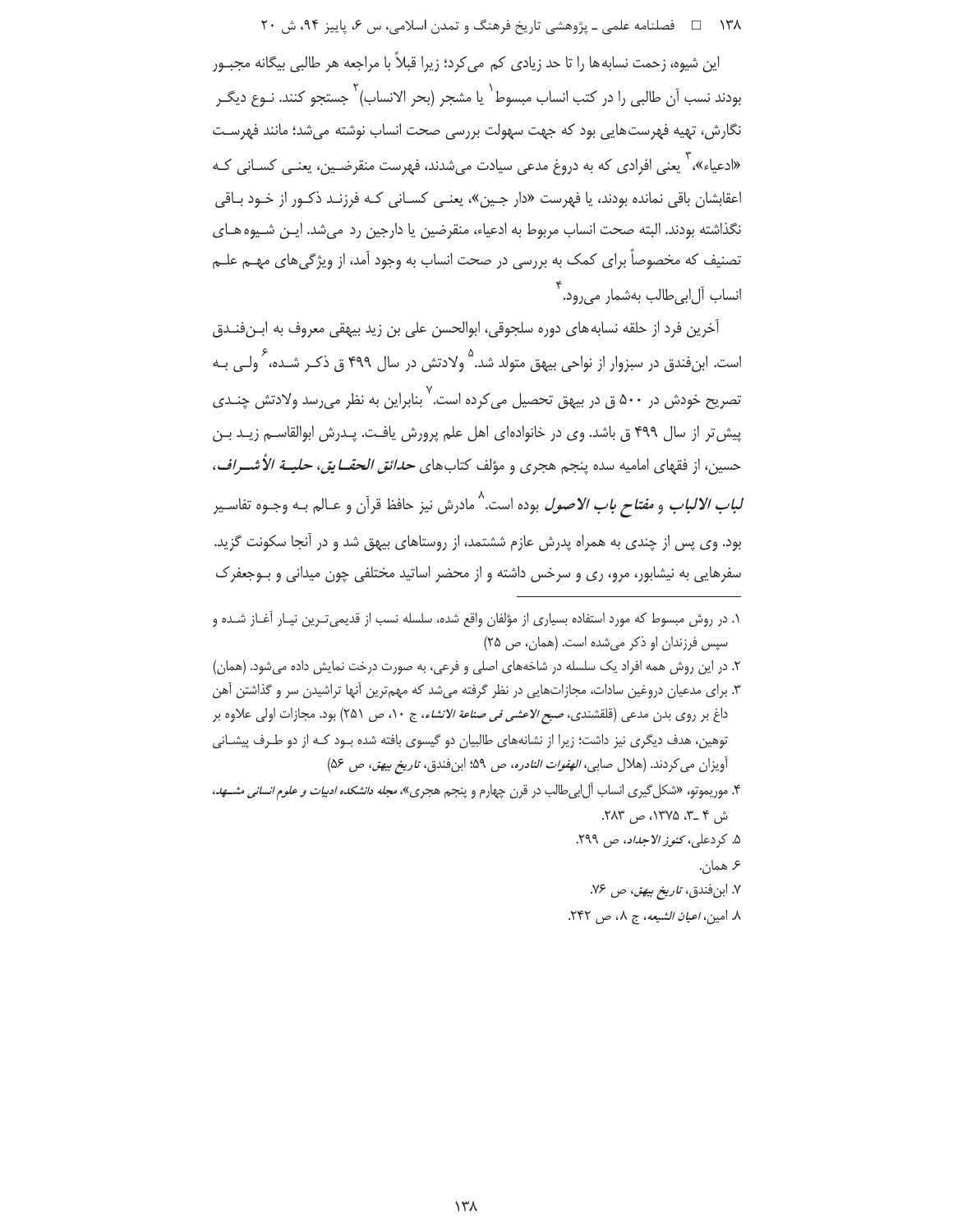این شیوه، زحمت نسابه‌ها را تا حد زیادی کم می‌کرد؛ زیرا قبلاً با مراجعه هر طالبی بیگانه مجبـور بودند نسب آن طالبی را در کتب انساب مبسوط[1] یا مشجر (بحر الانساب)[2] جستجو کنند. نـوع دیگـر نگارش، تهیه فهرست‌هایی بود که جهت سهولت بررسی صحت انساب نوشته می‌شد؛ مانند فهرسـت «ادعیاء»،[3] یعنی افرادی که به دروغ مدعی سیادت می‌شدند، فهرست منقرضـین، یعنـی کسـانی کـه اعقابشان باقی نمانده بودند، یا فهرست «دار جـین»، یعنـی کسـانی کـه فرزنـد ذکـور از خـود بـاقی نگذاشته بودند. البته صحت انساب مربوط به ادعیاء، منقرضین یا دارجین رد می‌شد. ایـن شـیوه‌هـای تصنیف که مخصوصاً برای کمک به بررسی در صحت انساب به وجود آمد، از ویژگی‌های مهـم علـم انساب آل‌ابی‌طالب به‌شمار می‌رود.[4]

آخرین فرد از حلقه نسابه‌های دوره سلجوقی، ابوالحسن علی بن زید بیهقی معروف به ابـن‌فنـدق است. ابن‌فندق در سبزوار از نواحی بیهق متولد شد.[5] ولادتش در سال ۴۹۹ ق ذکـر شـده،[6] ولـی بـه تصریح خودش در ۵۰۰ ق در بیهق تحصیل می‌کرده است.[7] بنابراین به نظر می‌رسد ولادتش چنـدی پیش‌تر از سال ۴۹۹ ق باشد. وی در خانواده‌ای اهل علم پرورش یافـت. پـدرش ابوالقاسـم زیـد بـن حسین، از فقهای امامیه سده پنجم هجری و مؤلف کتاب‌های ***حدائق الحقـایق***، ***حلیـة الأشـراف***، ***لباب الالباب*** و ***مفتاح باب الاصول*** بوده است.[8] مادرش نیز حافظ قرآن و عـالم بـه وجـوه تفاسـیر بود. وی پس از چندی به همراه پدرش عازم ششتمد، از روستاهای بیهق شد و در آنجا سکونت گزید. سفرهایی به نیشابور، مرو، ری و سرخس داشته و از محضر اساتید مختلفی چون میدانی و بـوجعفرک

---

۱. در روش مبسوط که مورد استفاده بسیاری از مؤلفان واقع شده، سلسله نسب از قدیمی‌تـرین نیـار آغـاز شـده و سپس فرزندان او ذکر می‌شده است. (همان، ص ۲۵)

۲. در این روش همه افراد یک سلسله در شاخه‌های اصلی و فرعی، به صورت درخت نمایش داده می‌شود. (همان)

۳. برای مدعیان دروغین سادات، مجازات‌هایی در نظر گرفته می‌شد که مهم‌ترین آنها تراشیدن سر و گذاشتن آهن داغ بر روی بدن مدعی (قلقشندی، *صبح الاعشی فی صناعة الانشاء*، ج ۱۰، ص ۲۵۱) بود. مجازات اولی علاوه بر توهین، هدف دیگری نیز داشت؛ زیرا از نشانه‌های طالبیان دو گیسوی بافته شده بـود کـه از دو طـرف پیشـانی آویزان می‌کردند. (هلال صابی، *الهفوات النادره*، ص ۵۹؛ ابن‌فندق، *تاریخ بیهق*، ص ۵۶)

۴. موریموتو، «شکل‌گیری انساب آل‌ابی‌طالب در قرن چهارم و پنجم هجری»، *مجله دانشکده ادبیات و علوم انسانی مشـهد*، ش ۴ ـ۳، ۱۳۷۵، ص ۲۸۳.

۵. کردعلی، *کنوز الاجداد*، ص ۲۹۹.

۶. همان.

۷. ابن‌فندق، *تاریخ بیهق*، ص ۷۶.

۸. امین، *اعیان الشیعه*، ج ۸، ص ۲۴۲.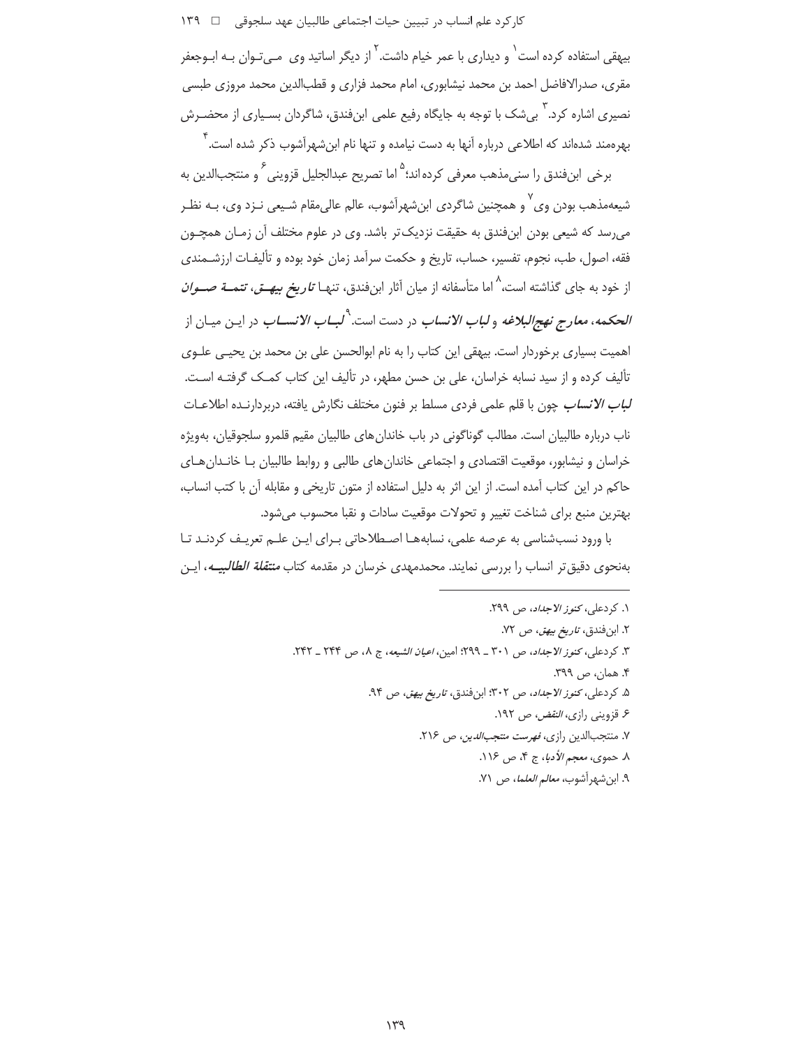بیهقی استفاده کرده است[1] و دیداری با عمر خیام داشت.[2] از دیگر اساتید وی می‌توان به ابوجعفر مقری، صدرالافاضل احمد بن محمد نیشابوری، امام محمد فزاری و قطب‌الدین محمد مروزی طبسی نصیری اشاره کرد.[3] بی‌شک با توجه به جایگاه رفیع علمی ابن‌فندق، شاگردان بسیاری از محضرش بهره‌مند شده‌اند که اطلاعی درباره آنها به دست نیامده و تنها نام ابن‌شهرآشوب ذکر شده است.[4]

برخی ابن‌فندق را سنی‌مذهب معرفی کرده‌اند؛[5] اما تصریح عبدالجلیل قزوینی[6] و منتجب‌الدین به شیعه‌مذهب بودن وی[7] و همچنین شاگردی ابن‌شهرآشوب، عالم عالی‌مقام شیعی نزد وی، به نظر می‌رسد که شیعی بودن ابن‌فندق به حقیقت نزدیک‌تر باشد. وی در علوم مختلف آن زمان همچون فقه، اصول، طب، نجوم، تفسیر، حساب، تاریخ و حکمت سرآمد زمان خود بوده و تألیفات ارزشمندی از خود به جای گذاشته است،[8] اما متأسفانه از میان آثار ابن‌فندق، تنها ***تاریخ بیهق***، ***تتمة صوان الحکمه***، ***معارج نهج‌البلاغه*** و ***لباب الانساب*** در دست است.[9] ***لباب الانساب*** در این میان از اهمیت بسیاری برخوردار است. بیهقی این کتاب را به نام ابوالحسن علی بن محمد بن یحیی علوی تألیف کرده و از سید نسابه خراسان، علی بن حسن مطهر، در تألیف این کتاب کمک گرفته است. ***لباب الانساب*** چون با قلم علمی فردی مسلط بر فنون مختلف نگارش یافته، دربردارنده اطلاعات ناب درباره طالبیان است. مطالب گوناگونی در باب خاندان‌های طالبیان مقیم قلمرو سلجوقیان، به‌ویژه خراسان و نیشابور، موقعیت اقتصادی و اجتماعی خاندان‌های طالبی و روابط طالبیان با خاندان‌های حاکم در این کتاب آمده است. از این اثر به دلیل استفاده از متون تاریخی و مقابله آن با کتب انساب، بهترین منبع برای شناخت تغییر و تحولات موقعیت سادات و نقبا محسوب می‌شود.

با ورود نسب‌شناسی به عرصه علمی، نسابه‌ها اصطلاحاتی برای این علم تعریف کردند تا به‌نحوی دقیق‌تر انساب را بررسی نمایند. محمدمهدی خرسان در مقدمه کتاب ***منتقلة الطالبیه***، این

---

۱. کردعلی، *کنوز الاجداد*، ص ۲۹۹.

۲. ابن‌فندق، *تاریخ بیهق*، ص ۷۲.

۳. کردعلی، *کنوز الاجداد*، ص ۳۰۱ ـ ۲۹۹؛ امین، *اعیان الشیعه*، ج ۸، ص ۲۴۴ ـ ۲۴۲.

۴. همان، ص ۳۹۹.

۵. کردعلی، *کنوز الاجداد*، ص ۳۰۲؛ ابن‌فندق، *تاریخ بیهق*، ص ۹۴.

۶. قزوینی رازی، *النقض*، ص ۱۹۲.

۷. منتجب‌الدین رازی، *فهرست منتجب‌الدین*، ص ۲۱۶.

۸. حموی، *معجم الأدبا*، ج ۴، ص ۱۱۶.

۹. ابن‌شهرآشوب، *معالم العلما*، ص ۷۱.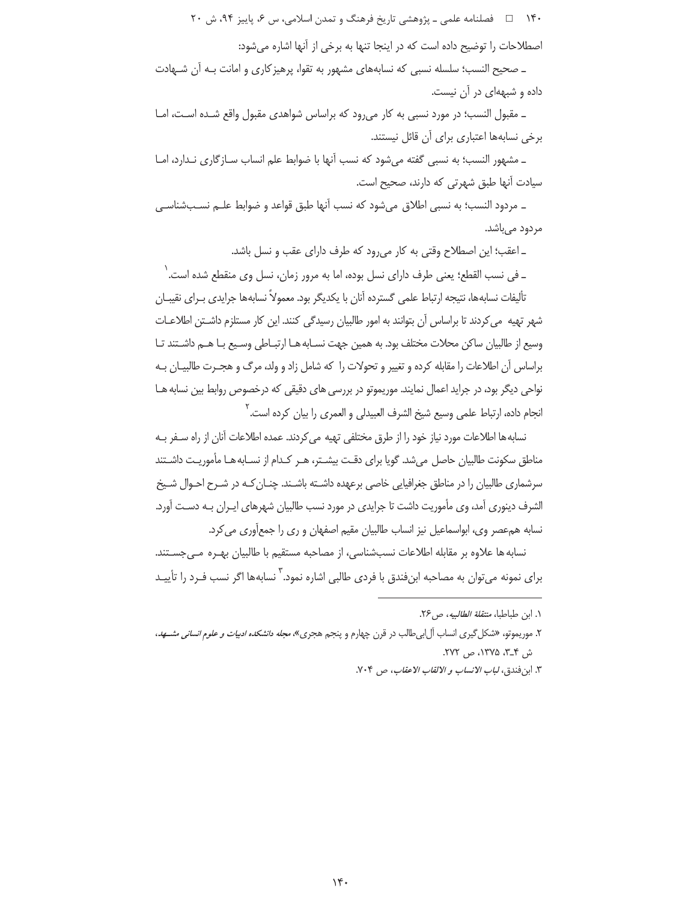اصطلاحات را توضیح داده است که در اینجا تنها به برخی از آنها اشاره می‌شود:

ـ صحیح النسب؛ سلسله نسبی که نسابه‌های مشهور به تقوا، پرهیزکاری و امانت بـه آن شـهادت داده و شبهه‌ای در آن نیست.

ـ مقبول النسب؛ در مورد نسبی به کار می‌رود که براساس شواهدی مقبول واقع شـده اسـت، امـا برخی نسابه‌ها اعتباری برای آن قائل نیستند.

ـ مشهور النسب؛ به نسبی گفته می‌شود که نسب آنها با ضوابط علم انساب سـازگاری نـدارد، امـا سیادت آنها طبق شهرتی که دارند، صحیح است.

ـ مردود النسب؛ به نسبی اطلاق می‌شود که نسب آنها طبق قواعد و ضوابط علـم نسـب‌شناسـی مردود می‌باشد.

ـ اعقب؛ این اصطلاح وقتی به کار می‌رود که طرف دارای عقب و نسل باشد.

ـ فی نسب القطع؛ یعنی طرف دارای نسل بوده، اما به مرور زمان، نسل وی منقطع شده است.[1]

تألیفات نسابه‌ها، نتیجه ارتباط علمی گسترده آنان با یکدیگر بود. معمولاً نسابه‌ها جرایدی بـرای نقیبـان شهر تهیه می‌کردند تا براساس آن بتوانند به امور طالبیان رسیدگی کنند. این کار مستلزم داشـتن اطلاعـات وسیع از طالبیان ساکن محلات مختلف بود. به همین جهت نسـابه‌هـا ارتبـاطی وسـیع بـا هـم داشـتند تـا براساس آن اطلاعات را مقابله کرده و تغییر و تحولات را که شامل زاد و ولد، مرگ و هجـرت طالبیـان بـه نواحی دیگر بود، در جراید اعمال نمایند. موریموتو در بررسی‌های دقیقی که درخصوص روابط بین نسابه‌هـا انجام داده، ارتباط علمی وسیع شیخ الشرف العبیدلی و العمری را بیان کرده است.[2]

نسابه‌ها اطلاعات مورد نیاز خود را از طرق مختلفی تهیه می‌کردند. عمده اطلاعات آنان از راه سـفر بـه مناطق سکونت طالبیان حاصل می‌شد. گویا برای دقـت بیشـتر، هـر کـدام از نسـابه‌هـا مأموریـت داشـتند سرشماری طالبیان را در مناطق جغرافیایی خاصی برعهده داشـته باشـند. چنـان‌کـه در شـرح احـوال شـیخ الشرف دینوری آمد، وی مأموریت داشت تا جرایدی در مورد نسب طالبیان شهرهای ایـران بـه دسـت آورد. نسابه هم‌عصر وی، ابواسماعیل نیز انساب طالبیان مقیم اصفهان و ری را جمع‌آوری می‌کرد.

نسابه‌ها علاوه بر مقابله اطلاعات نسب‌شناسی، از مصاحبه مستقیم با طالبیان بهـره مـی‌جسـتند. برای نمونه می‌توان به مصاحبه ابن‌فندق با فردی طالبی اشاره نمود.[3] نسابه‌ها اگر نسب فـرد را تأییـد

---

۱. ابن طباطبا، *منتقلة الطالبیه*، ص۲۶.

۲. موریموتو، «شکل‌گیری انساب آل‌ابی‌طالب در قرن چهارم و پنجم هجری»، *مجله دانشکده ادبیات و علوم انسانی مشـهد*، ش ۴ـ۳، ۱۳۷۵، ص ۲۷۲.

۳. ابن‌فندق، *لباب الانساب و الالقاب الاعقاب*، ص ۷۰۴.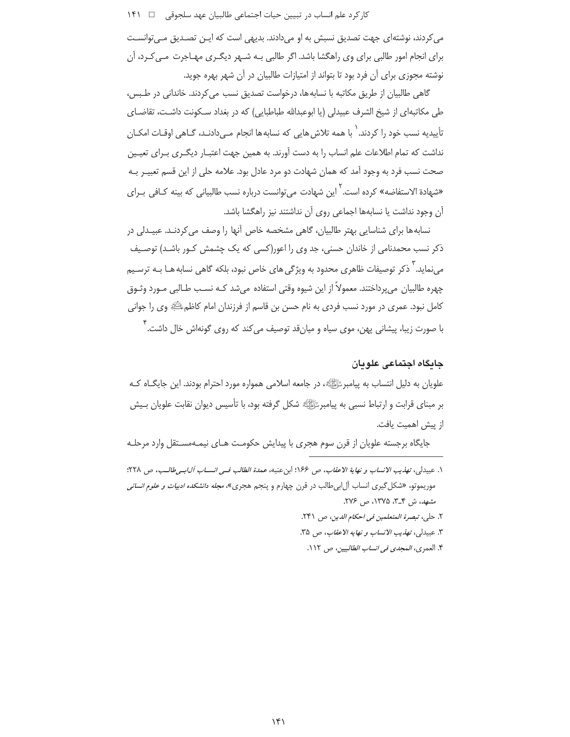می‌کردند، نوشته‌ای جهت تصدیق نسبش به او می‌دادند. بدیهی است که این تصدیق می‌توانست برای انجام امور طالبی برای وی راهگشا باشد. اگر طالبی به شهر دیگری مهاجرت می‌کرد، آن نوشته مجوزی برای آن فرد بود تا بتواند از امتیازات طالبیان در آن شهر بهره جوید.

گاهی طالبیان از طریق مکاتبه با نسابه‌ها، درخواست تصدیق نسب می‌کردند. خاندانی در طبس، طی مکاتبه‌ای از شیخ الشرف عبیدلی (یا ابوعبدالله طباطبایی) که در بغداد سکونت داشت، تقاضای تأییدیه نسب خود را کردند.[1] با همه تلاش‌هایی که نسابه‌ها انجام می‌دادند، گاهی اوقات امکان نداشت که تمام اطلاعات علم انساب را به دست آورند. به همین جهت اعتبار دیگری برای تعیین صحت نسب فرد به وجود آمد که همان شهادت دو مرد عادل بود. علامه حلی از این قسم تعبیر به «شهادة الاستفاضه» کرده است.[2] این شهادت می‌توانست درباره نسب طالبیانی که بینه کافی برای آن وجود نداشت یا نسابه‌ها اجماعی روی آن نداشتند نیز راهگشا باشد.

نسابه‌ها برای شناسایی بهتر طالبیان، گاهی مشخصه خاص آنها را وصف می‌کردند. عبیدلی در ذکر نسب محمدنامی از خاندان حسنی، جد وی را اعور(کسی که یک چشمش کور باشد) توصیف می‌نماید.[3] ذکر توصیفات ظاهری محدود به ویژگی‌های خاص نبود، بلکه گاهی نسابه‌ها به ترسیم چهره طالبیان می‌پرداختند. معمولاً از این شیوه وقتی استفاده می‌شد که نسب طالبی مورد وثوق کامل نبود. عمری در مورد نسب فردی به نام حسن بن قاسم از فرزندان امام کاظم علیه‌السلام وی را جوانی با صورت زیبا، پیشانی پهن، موی سیاه و میان‌قد توصیف می‌کند که روی گونه‌اش خال داشت.[4]

## جایگاه اجتماعی علویان

علویان به دلیل انتساب به پیامبر صلی‌الله‌علیه‌وآله، در جامعه اسلامی همواره مورد احترام بودند. این جایگاه که بر مبنای قرابت و ارتباط نسبی به پیامبر صلی‌الله‌علیه‌وآله شکل گرفته بود، با تأسیس دیوان نقابت علویان بیش از پیش اهمیت یافت.

جایگاه برجسته علویان از قرن سوم هجری با پیدایش حکومت‌های نیمه‌مستقل وارد مرحله

---

۱. عبیدلی، *تهذیب الانساب و نهایة الاعقاب*، ص ۱۶۶؛ ابن‌عنبه، *عمدة الطالب فی انساب آل‌ابی‌طالب*، ص ۲۲۸؛ موریموتو، «شکل‌گیری انساب آل‌ابی‌طالب در قرن چهارم و پنجم هجری»، *مجله دانشکده ادبیات و علوم انسانی مشهد*، ش ۴ـ۳، ۱۳۷۵، ص ۲۷۶.

۲. حلی، *تبصرة المتعلمین فی احکام الدین*، ص ۲۴۱.

۳. عبیدلی، *تهذیب الانساب و نهایه الاعقاب*، ص ۳۵.

۴. العمری، *المجدی فی انساب الطالبیین*، ص ۱۱۲.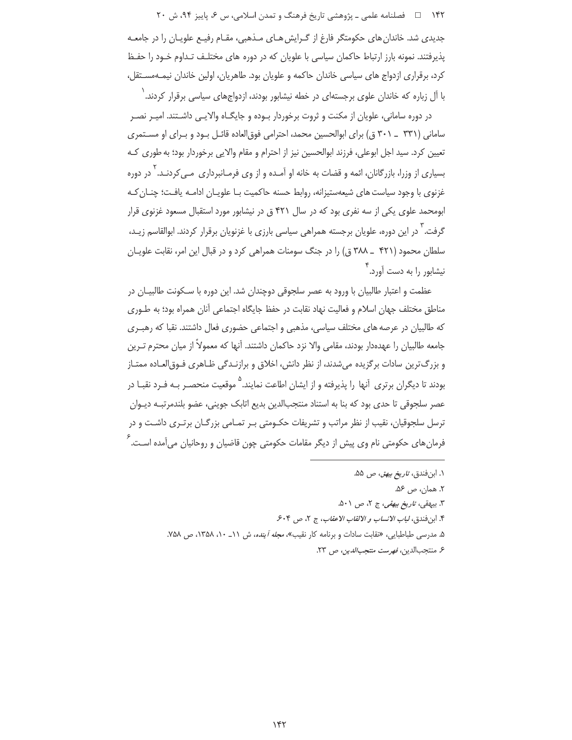جدیدی شد. خاندان‌های حکومتگر فارغ از گرایش‌های مذهبی، مقام رفیع علویان را در جامعه پذیرفتند. نمونه بارز ارتباط حاکمان سیاسی با علویان که در دوره های مختلف تداوم خود را حفظ کرد، برقراری ازدواج های سیاسی خاندان حاکمه و علویان بود. طاهریان، اولین خاندان نیمه‌مستقل، با آل زباره که خاندان علوی برجسته‌ای در خطه نیشابور بودند، ازدواج‌های سیاسی برقرار کردند.[1]

در دوره سامانی، علویان از مکنت و ثروت برخوردار بوده و جایگاه والایی داشتند. امیر نصر سامانی (۳۳۱ ـ ۳۰۱ ق) برای ابوالحسین محمد، احترامی فوق‌العاده قائل بود و برای او مستمری تعیین کرد. سید اجل ابوعلی، فرزند ابوالحسین نیز از احترام و مقام والایی برخوردار بود؛ به طوری که بسیاری از وزرا، بازرگانان، ائمه و قضات به خانه او آمده و از وی فرمانبرداری می‌کردند.[2] در دوره غزنوی با وجود سیاست‌های شیعه‌ستیزانه، روابط حسنه حاکمیت با علویان ادامه یافت؛ چنان‌که ابومحمد علوی یکی از سه نفری بود که در سال ۴۲۱ ق در نیشابور مورد استقبال مسعود غزنوی قرار گرفت.[3] در این دوره، علویان برجسته همراهی سیاسی بارزی با غزنویان برقرار کردند. ابوالقاسم زید، سلطان محمود (۴۲۱ ـ ۳۸۸ ق) را در جنگ سومنات همراهی کرد و در قبال این امر، نقابت علویان نیشابور را به دست آورد.[4]

عظمت و اعتبار طالبیان با ورود به عصر سلجوقی دوچندان شد. این دوره با سکونت طالبیان در مناطق مختلف جهان اسلام و فعالیت نهاد نقابت در حفظ جایگاه اجتماعی آنان همراه بود؛ به طوری که طالبیان در عرصه های مختلف سیاسی، مذهبی و اجتماعی حضوری فعال داشتند. نقبا که رهبری جامعه طالبیان را عهده‌دار بودند، مقامی والا نزد حاکمان داشتند. آنها که معمولاً از میان محترم ترین و بزرگ‌ترین سادات برگزیده می‌شدند، از نظر دانش، اخلاق و برازندگی ظاهری فوق‌العاده ممتاز بودند تا دیگران برتری آنها را پذیرفته و از ایشان اطاعت نمایند.[5] موقعیت منحصر به فرد نقبا در عصر سلجوقی تا حدی بود که بنا به استناد منتجب‌الدین بدیع اتابک جوینی، عضو بلندمرتبه دیوان ترسل سلجوقیان، نقیب از نظر مراتب و تشریفات حکومتی بر تمامی بزرگان برتری داشت و در فرمان‌های حکومتی نام وی پیش از دیگر مقامات حکومتی چون قاضیان و روحانیان می‌آمده است.[6]

---

۱. ابن‌فندق، *تاریخ بیهق*، ص ۵۵.

۲. همان، ص ۵۶.

۳. بیهقی، *تاریخ بیهقی*، ج ۲، ص ۵۰۱.

۴. ابن‌فندق، *لباب الانساب و الالقاب الاعقاب*، ج ۲، ص ۶۰۴.

۵. مدرسی طباطبایی، «نقابت سادات و برنامه کار نقیب»، *مجله آینده*، ش ۱۱ـ ۱۰، ۱۳۵۸، ص ۷۵۸.

۶. منتجب‌الدین، *فهرست منتجب‌الدین*، ص ۲۳.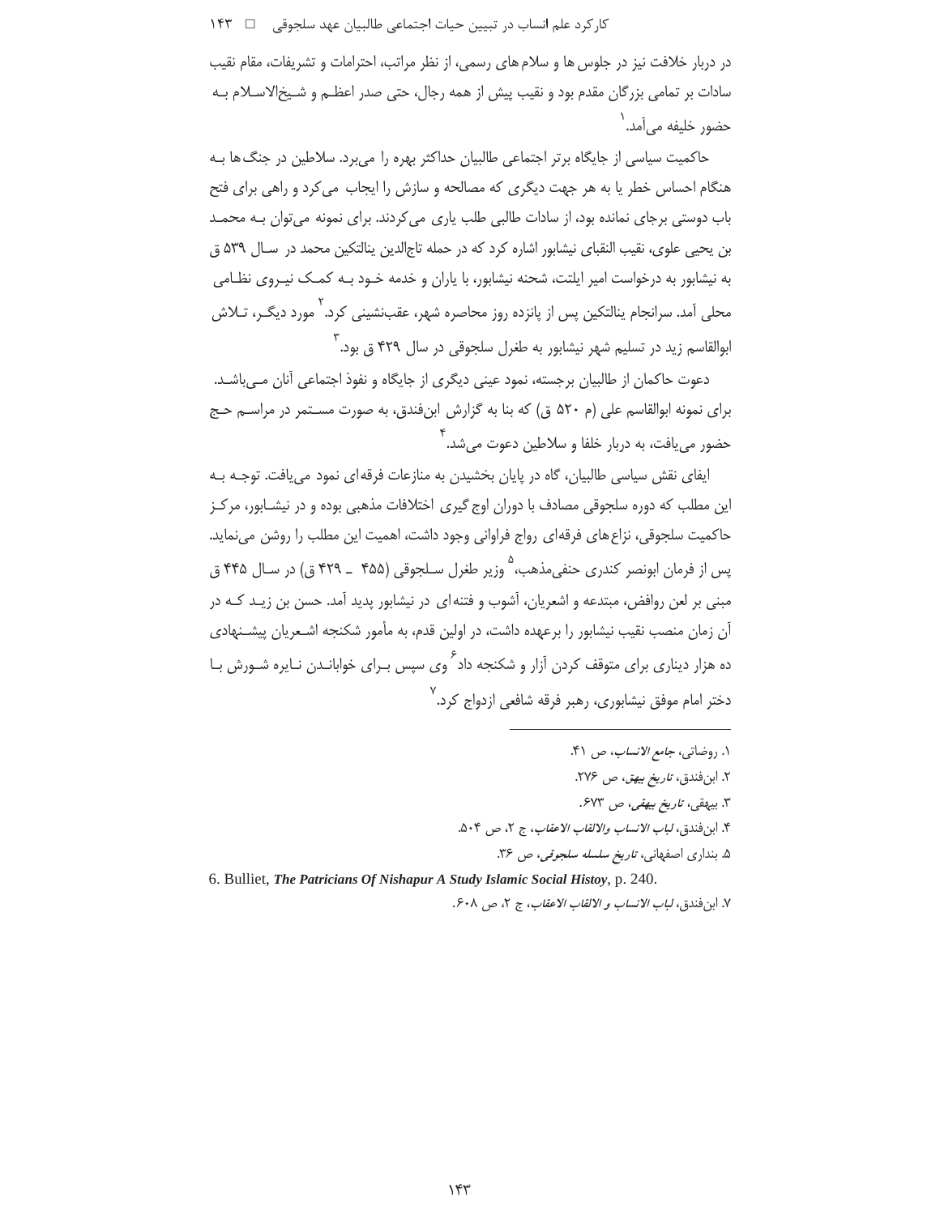در دربار خلافت نیز در جلوس ها و سلام های رسمی، از نظر مراتب، احترامات و تشریفات، مقام نقیب سادات بر تمامی بزرگان مقدم بود و نقیب پیش از همه رجال، حتی صدر اعظم و شیخ‌الاسلام به حضور خلیفه می‌آمد.[۱]

حاکمیت سیاسی از جایگاه برتر اجتماعی طالبیان حداکثر بهره را می‌برد. سلاطین در جنگ‌ها به هنگام احساس خطر یا به هر جهت دیگری که مصالحه و سازش را ایجاب می‌کرد و راهی برای فتح باب دوستی برجای نمانده بود، از سادات طالبی طلب یاری می‌کردند. برای نمونه می‌توان به محمد بن یحیی علوی، نقیب النقبای نیشابور اشاره کرد که در حمله تاج‌الدین ینالتکین محمد در سال ۵۳۹ ق به نیشابور به درخواست امیر ایلتت، شحنه نیشابور، با یاران و خدمه خود به کمک نیروی نظامی محلی آمد. سرانجام ینالتکین پس از پانزده روز محاصره شهر، عقب‌نشینی کرد.[۲] مورد دیگر، تلاش ابوالقاسم زید در تسلیم شهر نیشابور به طغرل سلجوقی در سال ۴۲۹ ق بود.[۳]

دعوت حاکمان از طالبیان برجسته، نمود عینی دیگری از جایگاه و نفوذ اجتماعی آنان می‌باشد. برای نمونه ابوالقاسم علی (م ۵۲۰ ق) که بنا به گزارش ابن‌فندق، به صورت مستمر در مراسم حج حضور می‌یافت، به دربار خلفا و سلاطین دعوت می‌شد.[۴]

ایفای نقش سیاسی طالبیان، گاه در پایان بخشیدن به منازعات فرقه‌ای نمود می‌یافت. توجه به این مطلب که دوره سلجوقی مصادف با دوران اوج گیری اختلافات مذهبی بوده و در نیشابور، مرکز حاکمیت سلجوقی، نزاع‌های فرقه‌ای رواج فراوانی وجود داشت، اهمیت این مطلب را روشن می‌نماید. پس از فرمان ابونصر کندری حنفی‌مذهب،[۵] وزیر طغرل سلجوقی (۴۵۵ ـ ۴۲۹ ق) در سال ۴۴۵ ق مبنی بر لعن روافض، مبتدعه و اشعریان، آشوب و فتنه‌ای در نیشابور پدید آمد. حسن بن زید که در آن زمان منصب نقیب نیشابور را برعهده داشت، در اولین قدم، به مأمور شکنجه اشعریان پیشنهادی ده هزار دیناری برای متوقف کردن آزار و شکنجه داد[۶] وی سپس برای خواباندن نایره شورش با دختر امام موفق نیشابوری، رهبر فرقه شافعی ازدواج کرد.[۷]

---

۱. روضاتی، *جامع الانساب*، ص ۴۱.

۲. ابن‌فندق، *تاریخ بیهق*، ص ۲۷۶.

۳. بیهقی، *تاریخ بیهقی*، ص ۶۷۳.

۴. ابن‌فندق، *لباب الانساب والالقاب الاعقاب*، ج ۲، ص ۵۰۴.

۵. بنداری اصفهانی، *تاریخ سلسله سلجوقی*، ص ۳۶.

6. Bulliet, ***The Patricians Of Nishapur A Study Islamic Social Histoy***, p. 240.

۷. ابن‌فندق، *لباب الانساب و الالقاب الاعقاب*، ج ۲، ص ۶۰۸.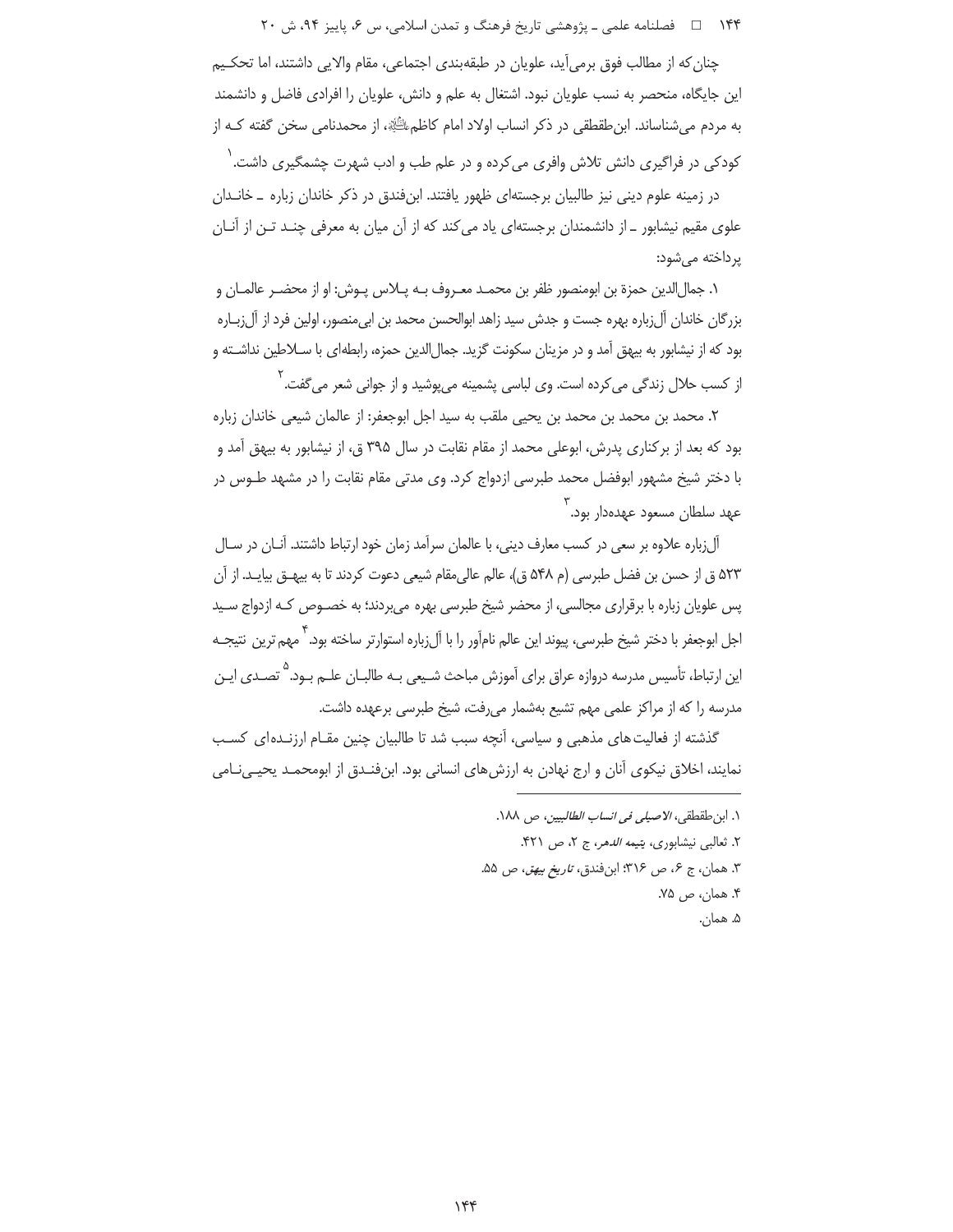چنان‌که از مطالب فوق برمی‌آید، علویان در طبقه‌بندی اجتماعی، مقام والایی داشتند، اما تحکیم این جایگاه، منحصر به نسب علویان نبود. اشتغال به علم و دانش، علویان را افرادی فاضل و دانشمند به مردم می‌شناساند. ابن‌طقطقی در ذکر انساب اولاد امام کاظم‌ؑ، از محمدنامی سخن گفته که از کودکی در فراگیری دانش تلاش وافری می‌کرده و در علم طب و ادب شهرت چشمگیری داشت.[1]

در زمینه علوم دینی نیز طالبیان برجسته‌ای ظهور یافتند. ابن‌فندق در ذکر خاندان زباره ـ خاندان علوی مقیم نیشابور ـ از دانشمندان برجسته‌ای یاد می‌کند که از آن میان به معرفی چند تن از آنان پرداخته می‌شود:

۱. جمال‌الدین حمزة بن ابومنصور ظفر بن محمد معروف به پلاس پوش: او از محضر عالمان و بزرگان خاندان آل‌زباره بهره جست و جدش سید زاهد ابوالحسن محمد بن ابی‌منصور، اولین فرد از آل‌زباره بود که از نیشابور به بیهق آمد و در مزینان سکونت گزید. جمال‌الدین حمزه، رابطه‌ای با سلاطین نداشته و از کسب حلال زندگی می‌کرده است. وی لباسی پشمینه می‌پوشید و از جوانی شعر می‌گفت.[2]

۲. محمد بن محمد بن محمد بن یحیی ملقب به سید اجل ابوجعفر: از عالمان شیعی خاندان زباره بود که بعد از برکناری پدرش، ابوعلی محمد از مقام نقابت در سال ۳۹۵ ق، از نیشابور به بیهق آمد و با دختر شیخ مشهور ابوفضل محمد طبرسی ازدواج کرد. وی مدتی مقام نقابت را در مشهد طوس در عهد سلطان مسعود عهده‌دار بود.[3]

آل‌زباره علاوه بر سعی در کسب معارف دینی، با عالمان سرآمد زمان خود ارتباط داشتند. آنان در سال ۵۲۳ ق از حسن بن فضل طبرسی (م ۵۴۸ ق)، عالم عالی‌مقام شیعی دعوت کردند تا به بیهق بیاید. از آن پس علویان زباره با برقراری مجالسی، از محضر شیخ طبرسی بهره می‌بردند؛ به خصوص که ازدواج سید اجل ابوجعفر با دختر شیخ طبرسی، پیوند این عالم نام‌آور را با آل‌زباره استوارتر ساخته بود.[4] مهم‌ترین نتیجه این ارتباط، تأسیس مدرسه دروازه عراق برای آموزش مباحث شیعی به طالبان علم بود.[5] تصدی این مدرسه را که از مراکز علمی مهم تشیع به‌شمار می‌رفت، شیخ طبرسی برعهده داشت.

گذشته از فعالیت‌های مذهبی و سیاسی، آنچه سبب شد تا طالبیان چنین مقام ارزنده‌ای کسب نمایند، اخلاق نیکوی آنان و ارج نهادن به ارزش‌های انسانی بود. ابن‌فندق از ابومحمد یحیی‌نامی

---

۱. ابن‌طقطقی، *الاصیلی فی انساب الطالبیین*، ص ۱۸۸.

۲. ثعالبی نیشابوری، *یتیمه الدهر*، ج ۲، ص ۴۲۱.

۳. همان، ج ۶، ص ۳۱۶؛ ابن‌فندق، *تاریخ بیهق*، ص ۵۵.

۴. همان، ص ۷۵.

۵. همان.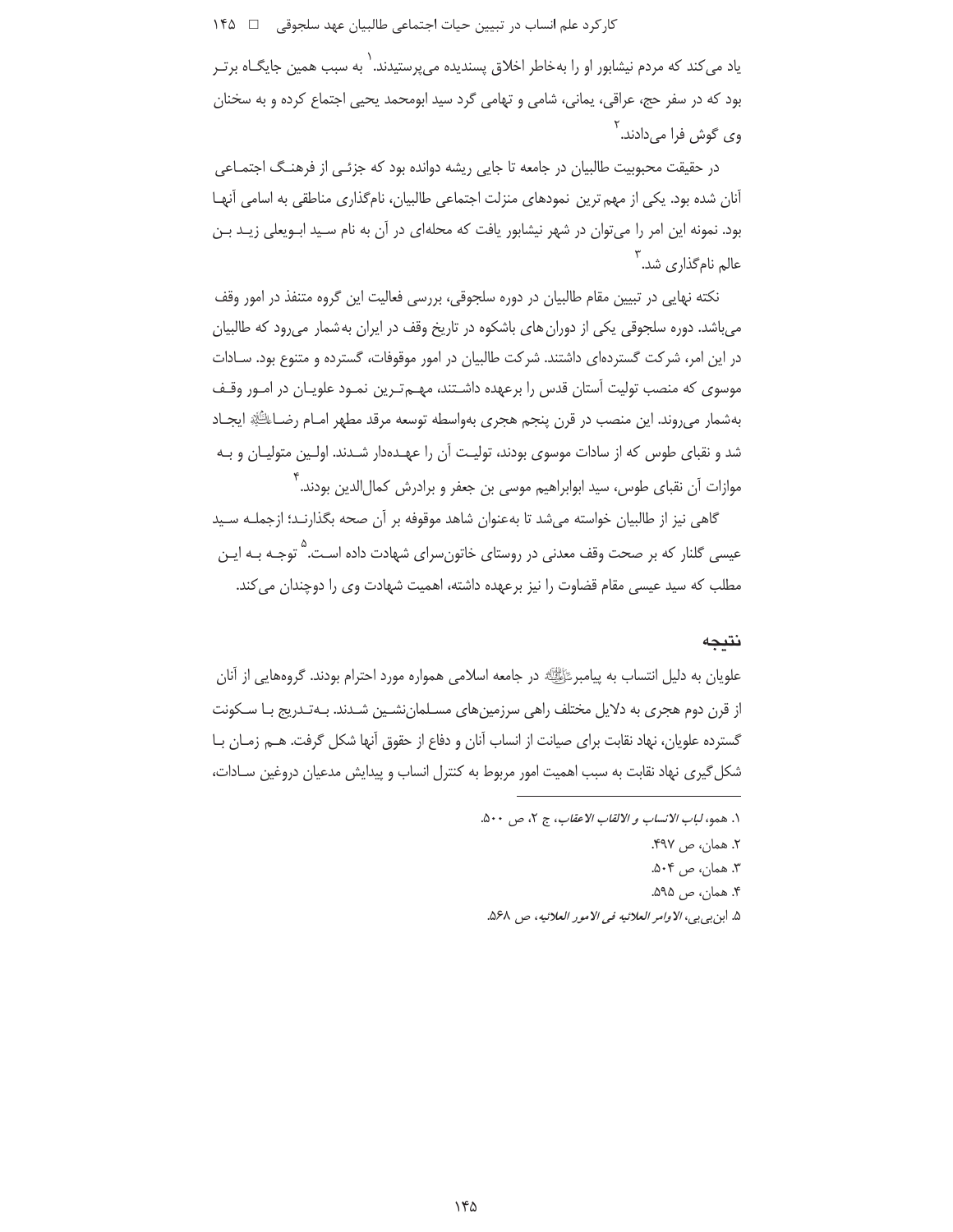یاد می‌کند که مردم نیشابور او را به‌خاطر اخلاق پسندیده می‌پرستیدند.[1] به سبب همین جایگاه برتر بود که در سفر حج، عراقی، یمانی، شامی و تهامی گرد سید ابومحمد یحیی اجتماع کرده و به سخنان وی گوش فرا می‌دادند.[2]

در حقیقت محبوبیت طالبیان در جامعه تا جایی ریشه دوانده بود که جزئی از فرهنگ اجتماعی آنان شده بود. یکی از مهم‌ترین نمودهای منزلت اجتماعی طالبیان، نام‌گذاری مناطقی به اسامی آنها بود. نمونه این امر را می‌توان در شهر نیشابور یافت که محله‌ای در آن به نام سید ابویعلی زید بن عالم نام‌گذاری شد.[3]

نکته نهایی در تبیین مقام طالبیان در دوره سلجوقی، بررسی فعالیت این گروه متنفذ در امور وقف می‌باشد. دوره سلجوقی یکی از دوران‌های باشکوه در تاریخ وقف در ایران به‌شمار می‌رود که طالبیان در این امر، شرکت گسترده‌ای داشتند. شرکت طالبیان در امور موقوفات، گسترده و متنوع بود. سادات موسوی که منصب تولیت آستان قدس را برعهده داشتند، مهم‌ترین نمود علویان در امور وقف به‌شمار می‌روند. این منصب در قرن پنجم هجری به‌واسطه توسعه مرقد مطهر امام رضا علیه‌السلام ایجاد شد و نقبای طوس که از سادات موسوی بودند، تولیت آن را عهده‌دار شدند. اولین متولیان و به موازات آن نقبای طوس، سید ابوابراهیم موسی بن جعفر و برادرش کمال‌الدین بودند.[4]

گاهی نیز از طالبیان خواسته می‌شد تا به‌عنوان شاهد موقوفه بر آن صحه بگذارند؛ ازجمله سید عیسی گلنار که بر صحت وقف معدنی در روستای خاتون‌سرای شهادت داده است.[5] توجه به این مطلب که سید عیسی مقام قضاوت را نیز برعهده داشته، اهمیت شهادت وی را دوچندان می‌کند.

## نتیجه

علویان به دلیل انتساب به پیامبر صلی‌الله‌علیه‌وآله در جامعه اسلامی همواره مورد احترام بودند. گروه‌هایی از آنان از قرن دوم هجری به دلایل مختلف راهی سرزمین‌های مسلمان‌نشین شدند. به‌تدریج با سکونت گسترده علویان، نهاد نقابت برای صیانت از انساب آنان و دفاع از حقوق آنها شکل گرفت. هم زمان با شکل‌گیری نهاد نقابت به سبب اهمیت امور مربوط به کنترل انساب و پیدایش مدعیان دروغین سادات،

---

۱. همو، *لباب الانساب و الالقاب الاعقاب*، ج ۲، ص ۵۰۰.
۲. همان، ص ۴۹۷.
۳. همان، ص ۵۰۴.
۴. همان، ص ۵۹۵.
۵. ابن‌بی‌بی، *الاوامر العلائیه فی الامور العلائیه*، ص ۵۶۸.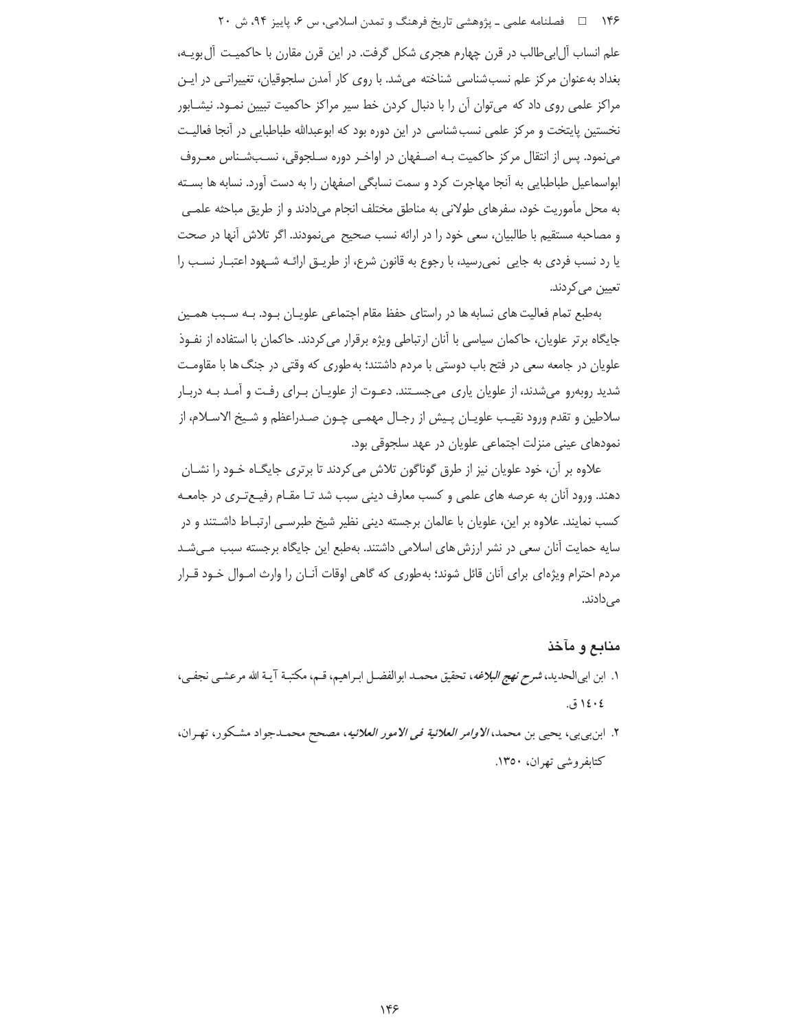علم انساب آل‌ابی‌طالب در قرن چهارم هجری شکل گرفت. در این قرن مقارن با حاکمیت آل‌بویه، بغداد به‌عنوان مرکز علم نسب‌شناسی شناخته می‌شد. با روی کار آمدن سلجوقیان، تغییراتی در این مراکز علمی روی داد که می‌توان آن را با دنبال کردن خط سیر مراکز حاکمیت تبیین نمود. نیشابور نخستین پایتخت و مرکز علمی نسب‌شناسی در این دوره بود که ابوعبدالله طباطبایی در آنجا فعالیت می‌نمود. پس از انتقال مرکز حاکمیت به اصفهان در اواخر دوره سلجوقی، نسب‌شناس معروف ابواسماعیل طباطبایی به آنجا مهاجرت کرد و سمت نسابگی اصفهان را به دست آورد. نسابه ها بسته به محل مأموریت خود، سفرهای طولانی به مناطق مختلف انجام می‌دادند و از طریق مباحثه علمی و مصاحبه مستقیم با طالبیان، سعی خود را در ارائه نسب صحیح می‌نمودند. اگر تلاش آنها در صحت یا رد نسب فردی به جایی نمی‌رسید، با رجوع به قانون شرع، از طریق ارائه شهود اعتبار نسب را تعیین می‌کردند.

به‌طبع تمام فعالیت های نسابه ها در راستای حفظ مقام اجتماعی علویان بود. به سبب همین جایگاه برتر علویان، حاکمان سیاسی با آنان ارتباطی ویژه برقرار می‌کردند. حاکمان با استفاده از نفوذ علویان در جامعه سعی در فتح باب دوستی با مردم داشتند؛ به‌طوری که وقتی در جنگ‌ها با مقاومت شدید روبه‌رو می‌شدند، از علویان یاری می‌جستند. دعوت از علویان برای رفت و آمد به دربار سلاطین و تقدم ورود نقیب علویان پیش از رجال مهمی چون صدراعظم و شیخ الاسلام، از نمودهای عینی منزلت اجتماعی علویان در عهد سلجوقی بود.

علاوه بر آن، خود علویان نیز از طرق گوناگون تلاش می‌کردند تا برتری جایگاه خود را نشان دهند. ورود آنان به عرصه های علمی و کسب معارف دینی سبب شد تا مقام رفیع‌تری در جامعه کسب نمایند. علاوه بر این، علویان با عالمان برجسته دینی نظیر شیخ طبرسی ارتباط داشتند و در سایه حمایت آنان سعی در نشر ارزش‌های اسلامی داشتند. به‌طبع این جایگاه برجسته سبب می‌شد مردم احترام ویژه‌ای برای آنان قائل شوند؛ به‌طوری که گاهی اوقات آنان را وارث اموال خود قرار می‌دادند.

## منابع و مآخذ

۱. ابن ابی‌الحدید، *شرح نهج البلاغه*، تحقیق محمد ابوالفضل ابراهیم، قم، مکتبة آیة الله مرعشی نجفی، ١٤٠٤ ق.

۲. ابن‌بی‌بی، یحیی بن محمد، *الاوامر العلائیة فی الامور العلائیه*، مصحح محمدجواد مشکور، تهران، کتابفروشی تهران، ۱۳۵۰.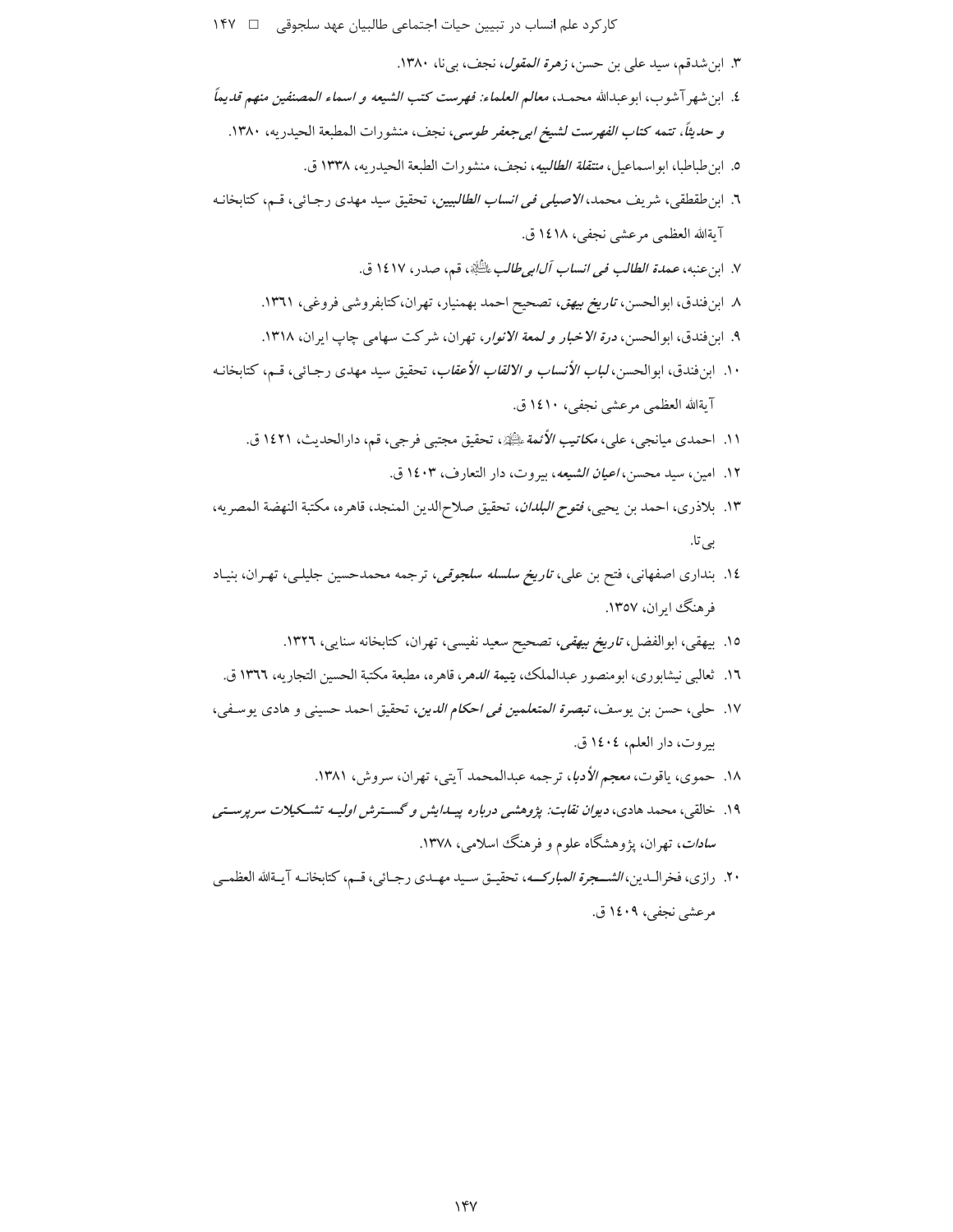٣. ابن‌شدقم، سید علی بن حسن، *زهرة المقول*، نجف، بی‌نا، ١٣٨٠.

٤. ابن‌شهرآشوب، ابوعبدالله محمد، *معالم العلماء: فهرست کتب الشیعه و اسماء المصنفین منهم قدیماً و حدیثاً، تتمه کتاب الفهرست لشیخ ابی‌جعفر طوسی*، نجف، منشورات المطبعة الحیدریه، ١٣٨٠.

٥. ابن‌طباطبا، ابواسماعیل، *منتقلة الطالبیه*، نجف، منشورات الطبعة الحیدریه، ١٣٣٨ ق.

٦. ابن‌طقطقی، شریف محمد، *الاصیلی فی انساب الطالبیین*، تحقیق سید مهدی رجائی، قم، کتابخانه آیةالله العظمی مرعشی نجفی، ١٤١٨ ق.

٧. ابن‌عنبه، *عمدة الطالب فی انساب آل‌ابی‌طالب* علیه السلام، قم، صدر، ١٤١٧ ق.

٨. ابن‌فندق، ابوالحسن، *تاریخ بیهق*، تصحیح احمد بهمنیار، تهران، کتابفروشی فروغی، ١٣٦١.

٩. ابن‌فندق، ابوالحسن، *درة الاخبار و لمعة الانوار*، تهران، شرکت سهامی چاپ ایران، ١٣١٨.

١٠. ابن‌فندق، ابوالحسن، *لباب الأنساب و الالقاب الأعقاب*، تحقیق سید مهدی رجائی، قم، کتابخانه آیةالله العظمی مرعشی نجفی، ١٤١٠ ق.

١١. احمدی میانجی، علی، *مکاتیب الأئمة* علیهم السلام، تحقیق مجتبی فرجی، قم، دارالحدیث، ١٤٢١ ق.

١٢. امین، سید محسن، *اعیان الشیعه*، بیروت، دار التعارف، ١٤٠٣ ق.

١٣. بلاذری، احمد بن یحیی، *فتوح البلدان*، تحقیق صلاح‌الدین المنجد، قاهره، مکتبة النهضة المصریه، بی‌تا.

١٤. بنداری اصفهانی، فتح بن علی، *تاریخ سلسله سلجوقی*، ترجمه محمدحسین جلیلی، تهران، بنیاد فرهنگ ایران، ١٣٥٧.

١٥. بیهقی، ابوالفضل، *تاریخ بیهقی*، تصحیح سعید نفیسی، تهران، کتابخانه سنایی، ١٣٢٦.

١٦. ثعالبی نیشابوری، ابومنصور عبدالملک، *یتیمة الدهر*، قاهره، مطبعة مکتبة الحسین التجاریه، ١٣٦٦ ق.

١٧. حلی، حسن بن یوسف، *تبصرة المتعلمین فی احکام الدین*، تحقیق احمد حسینی و هادی یوسفی، بیروت، دار العلم، ١٤٠٤ ق.

١٨. حموی، یاقوت، *معجم الأدبا*، ترجمه عبدالمحمد آیتی، تهران، سروش، ١٣٨١.

١٩. خالقی، محمد هادی، *دیوان نقابت: پژوهشی درباره پیدایش و گسترش اولیه تشکیلات سرپرستی سادات*، تهران، پژوهشگاه علوم و فرهنگ اسلامی، ١٣٧٨.

٢٠. رازی، فخرالدین، *الشجرة المبارکه*، تحقیق سید مهدی رجائی، قم، کتابخانه آیةالله العظمی مرعشی نجفی، ١٤٠٩ ق.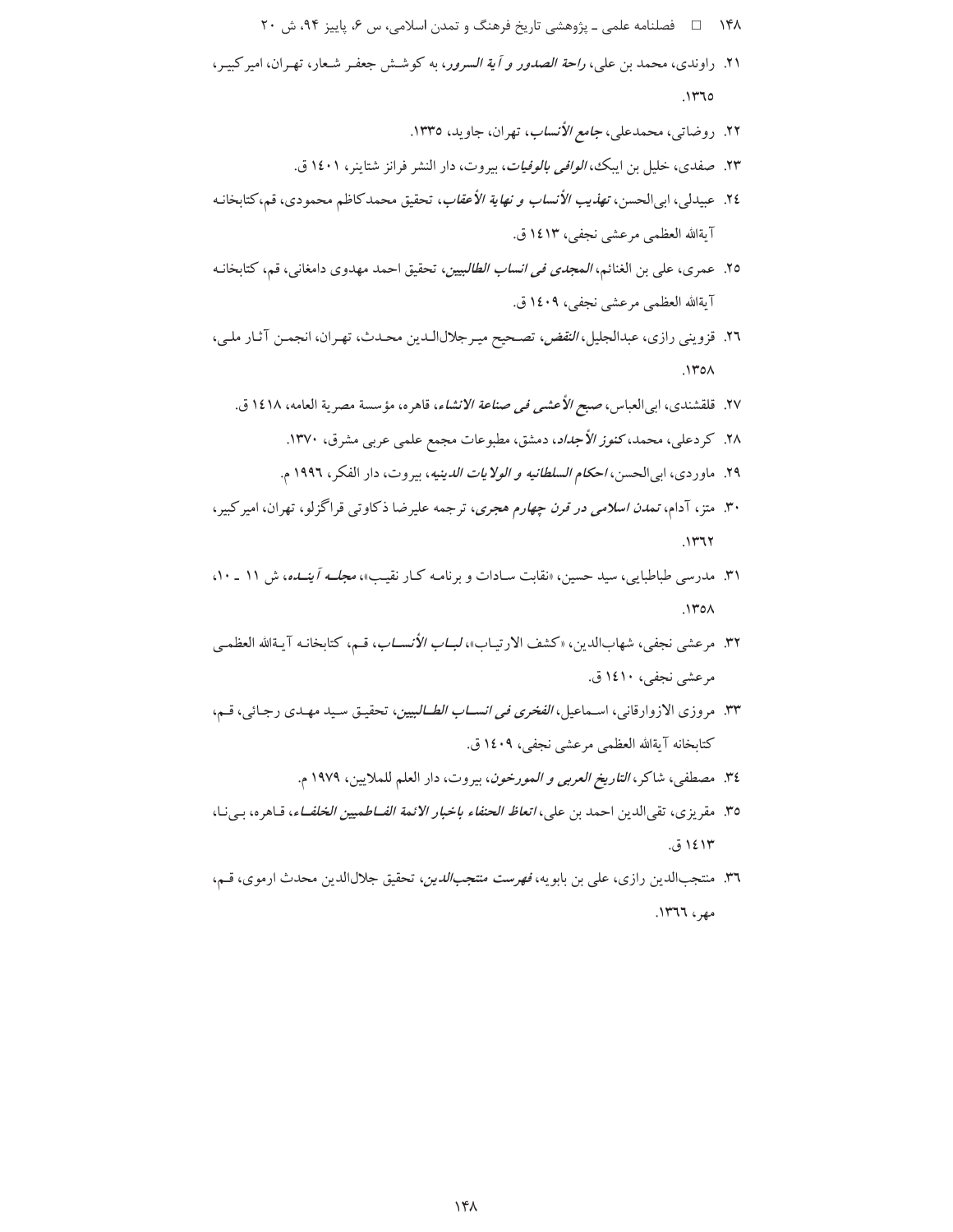۲۱. راوندی، محمد بن علی، *راحة الصدور و آیة السرور*، به کوشش جعفر شعار، تهران، امیرکبیر، ۱۳٦۵.

۲۲. روضاتی، محمدعلی، *جامع الأنساب*، تهران، جاوید، ۱۳۳۵.

۲۳. صفدی، خلیل بن ایبک، *الوافی بالوفیات*، بیروت، دار النشر فرانز شتاینر، ۱٤۰۱ ق.

۲٤. عبیدلی، ابی‌الحسن، *تهذیب الأنساب و نهایة الأعقاب*، تحقیق محمدکاظم محمودی، قم، کتابخانه آیةالله العظمی مرعشی نجفی، ۱٤۱۳ ق.

۲۵. عمری، علی بن الغنائم، *المجدی فی انساب الطالبیین*، تحقیق احمد مهدوی دامغانی، قم، کتابخانه آیةالله العظمی مرعشی نجفی، ۱٤۰۹ ق.

۲٦. قزوینی رازی، عبدالجلیل، *النقض*، تصحیح میرجلال‌الدین محدث، تهران، انجمن آثار ملی، ۱۳۵۸.

۲۷. قلقشندی، ابی‌العباس، *صبح الأعشی فی صناعة الانشاء*، قاهره، مؤسسة مصریة العامه، ۱٤۱۸ ق.

۲۸. کردعلی، محمد، *کنوز الأجداد*، دمشق، مطبوعات مجمع علمی عربی مشرق، ۱۳۷۰.

۲۹. ماوردی، ابی‌الحسن، *احکام السلطانیه و الولایات الدینیه*، بیروت، دار الفکر، ۱۹۹٦ م.

۳۰. متز، آدام، *تمدن اسلامی در قرن چهارم هجری*، ترجمه علیرضا ذکاوتی قراگزلو، تهران، امیرکبیر، ۱۳٦۲.

۳۱. مدرسی طباطبایی، سید حسین، «نقابت سادات و برنامه کار نقیب»، *مجله آینده*، ش ۱۱ ـ ۱۰، ۱۳۵۸.

۳۲. مرعشی نجفی، شهاب‌الدین، «کشف الارتیاب»، *لباب الأنساب*، قم، کتابخانه آیةالله العظمی مرعشی نجفی، ۱٤۱۰ ق.

۳۳. مروزی الازوارقانی، اسماعیل، *الفخری فی انساب الطالبیین*، تحقیق سید مهدی رجائی، قم، کتابخانه آیةالله العظمی مرعشی نجفی، ۱٤۰۹ ق.

۳٤. مصطفی، شاکر، *التاریخ العربی و المورخون*، بیروت، دار العلم للملایین، ۱۹۷۹ م.

۳۵. مقریزی، تقی‌الدین احمد بن علی، *اتعاظ الحنفاء باخبار الائمة الفاطمیین الخلفاء*، قاهره، بی‌نا، ۱٤۱۳ ق.

۳٦. منتجب‌الدین رازی، علی بن بابویه، *فهرست منتجب‌الدین*، تحقیق جلال‌الدین محدث ارموی، قم، مهر، ۱۳٦٦.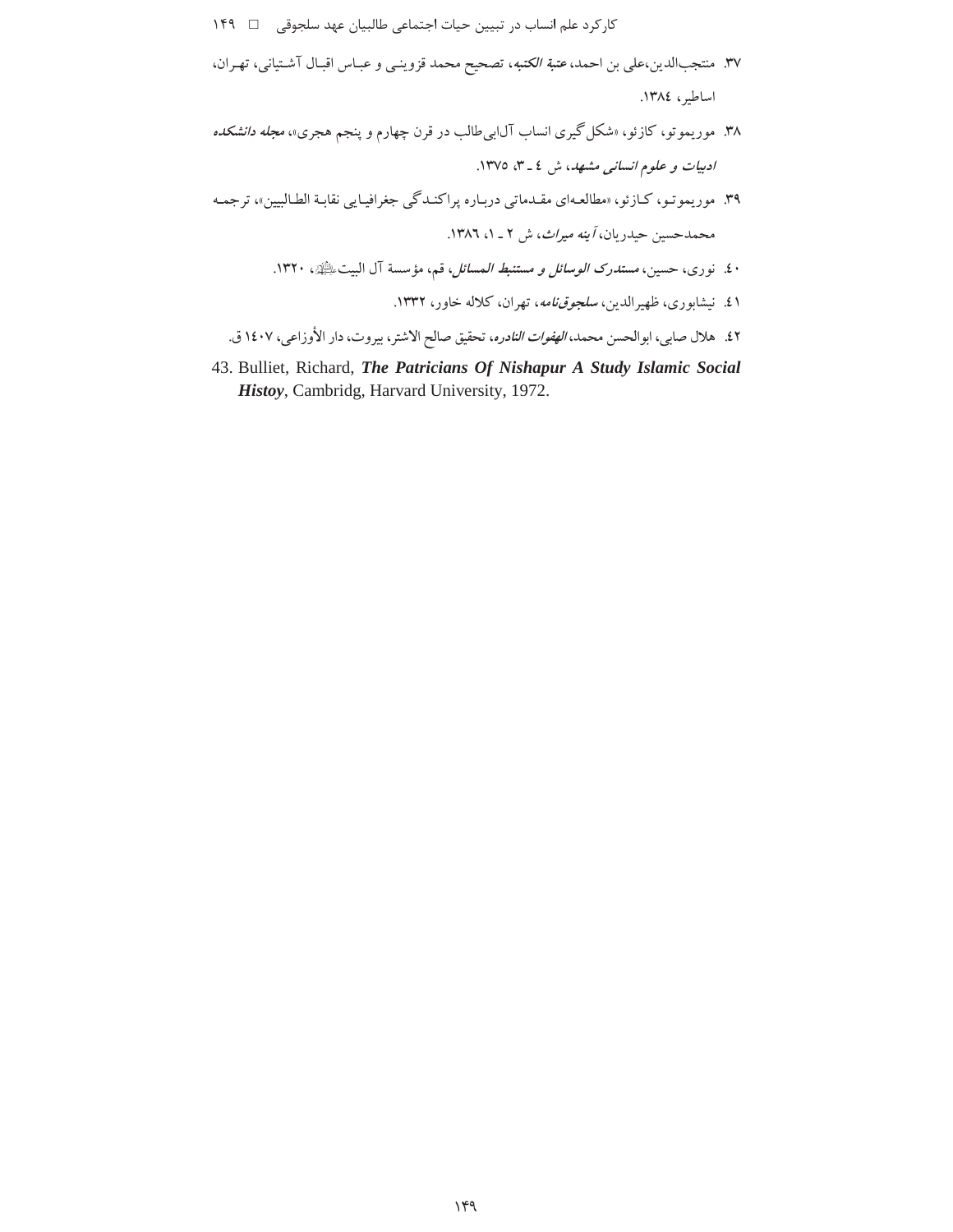۳۷. منتجب‌الدین،علی بن احمد، *عتبة الکتبه*، تصحیح محمد قزوینی و عباس اقبال آشتیانی، تهران، اساطیر، ١٣٨٤.

۳۸. موریموتو، کازئو، «شکل‌گیری انساب آل‌ابی‌طالب در قرن چهارم و پنجم هجری»، *مجله دانشکده ادبیات و علوم انسانی مشهد*، ش ٤ ـ ٣، ١٣٧٥.

۳۹. موریموتو، کازئو، «مطالعه‌ای مقدماتی درباره پراکندگی جغرافیایی نقابة الطالبیین»، ترجمه محمدحسین حیدریان، *آینه میراث*، ش ٢ ـ ١، ١٣٨٦.

٤٠. نوری، حسین، *مستدرک الوسائل و مستنبط المسائل*، قم، مؤسسة آل البیت علیهم‌السلام، ١٣٢٠.

٤١. نیشابوری، ظهیرالدین، *سلجوق‌نامه*، تهران، کلاله خاور، ١٣٣٢.

٤٢. هلال صابی، ابوالحسن محمد، *الهفوات النادره*، تحقیق صالح الاشتر، بیروت، دار الأوزاعی، ١٤٠٧ ق.

43. Bulliet, Richard, ***The Patricians Of Nishapur A Study Islamic Social Histoy***, Cambridg, Harvard University, 1972.